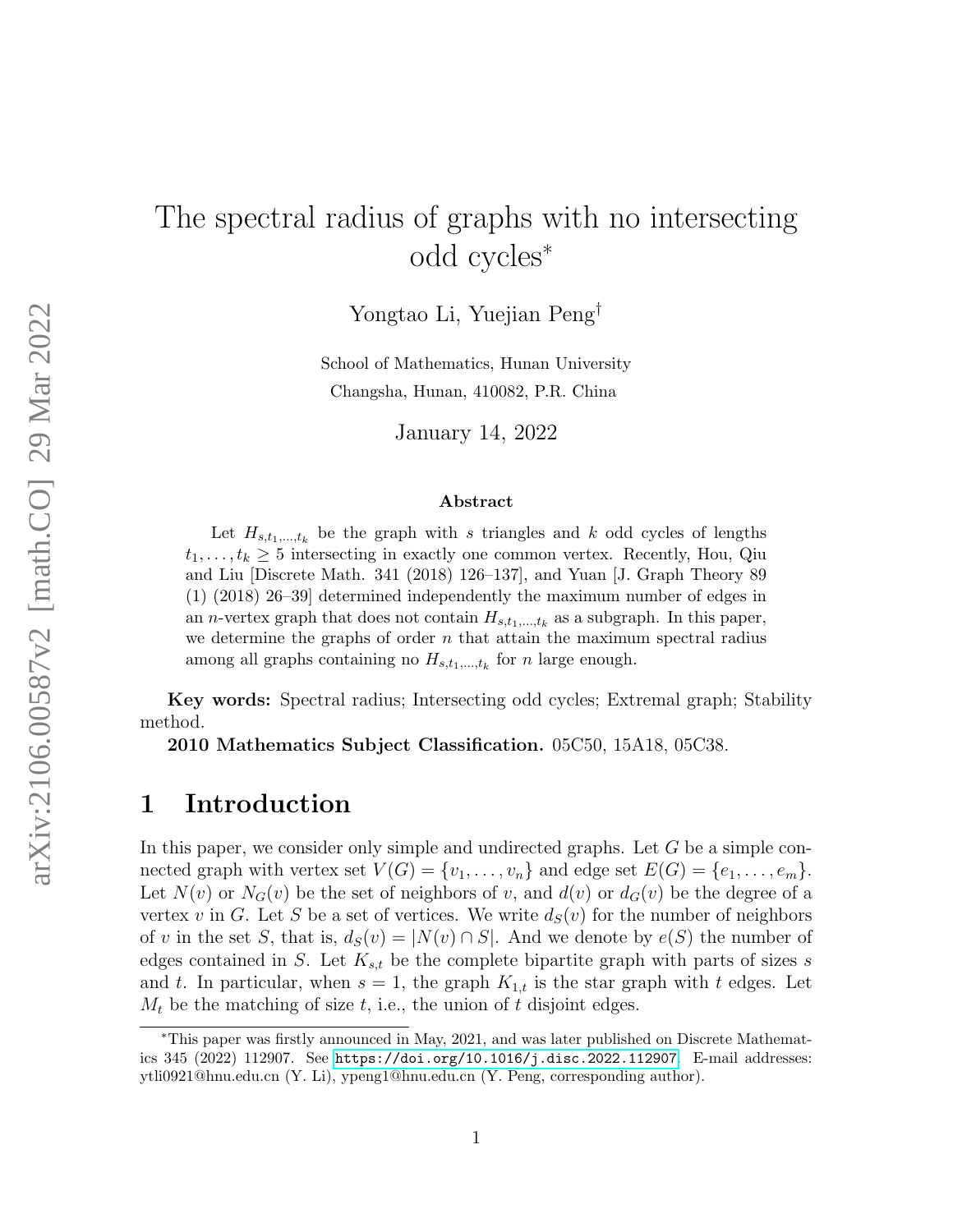// The spectral radius of graphs with no intersecting odd cycles[*]

Yongtao Li, Yuejian Peng[†]

School of Mathematics, Hunan University
Changsha, Hunan, 410082, P.R. China

January 14, 2022

**Abstract**

Let $H_{s,t_1,\ldots,t_k}$ be the graph with $s$ triangles and $k$ odd cycles of lengths $t_1,\ldots,t_k \geq 5$ intersecting in exactly one common vertex. Recently, Hou, Qiu and Liu [Discrete Math. 341 (2018) 126–137], and Yuan [J. Graph Theory 89 (1) (2018) 26–39] determined independently the maximum number of edges in an $n$-vertex graph that does not contain $H_{s,t_1,\ldots,t_k}$ as a subgraph. In this paper, we determine the graphs of order $n$ that attain the maximum spectral radius among all graphs containing no $H_{s,t_1,\ldots,t_k}$ for $n$ large enough.

**Key words:** Spectral radius; Intersecting odd cycles; Extremal graph; Stability method.

**2010 Mathematics Subject Classification.** 05C50, 15A18, 05C38.

## 1 Introduction

In this paper, we consider only simple and undirected graphs. Let $G$ be a simple connected graph with vertex set $V(G) = \{v_1,\ldots,v_n\}$ and edge set $E(G) = \{e_1,\ldots,e_m\}$. Let $N(v)$ or $N_G(v)$ be the set of neighbors of $v$, and $d(v)$ or $d_G(v)$ be the degree of a vertex $v$ in $G$. Let $S$ be a set of vertices. We write $d_S(v)$ for the number of neighbors of $v$ in the set $S$, that is, $d_S(v) = |N(v) \cap S|$. And we denote by $e(S)$ the number of edges contained in $S$. Let $K_{s,t}$ be the complete bipartite graph with parts of sizes $s$ and $t$. In particular, when $s = 1$, the graph $K_{1,t}$ is the star graph with $t$ edges. Let $M_t$ be the matching of size $t$, i.e., the union of $t$ disjoint edges.

---

[*]This paper was firstly announced in May, 2021, and was later published on Discrete Mathematics 345 (2022) 112907. See https://doi.org/10.1016/j.disc.2022.112907. E-mail addresses: ytli0921@hnu.edu.cn (Y. Li), ypeng1@hnu.edu.cn (Y. Peng, corresponding author).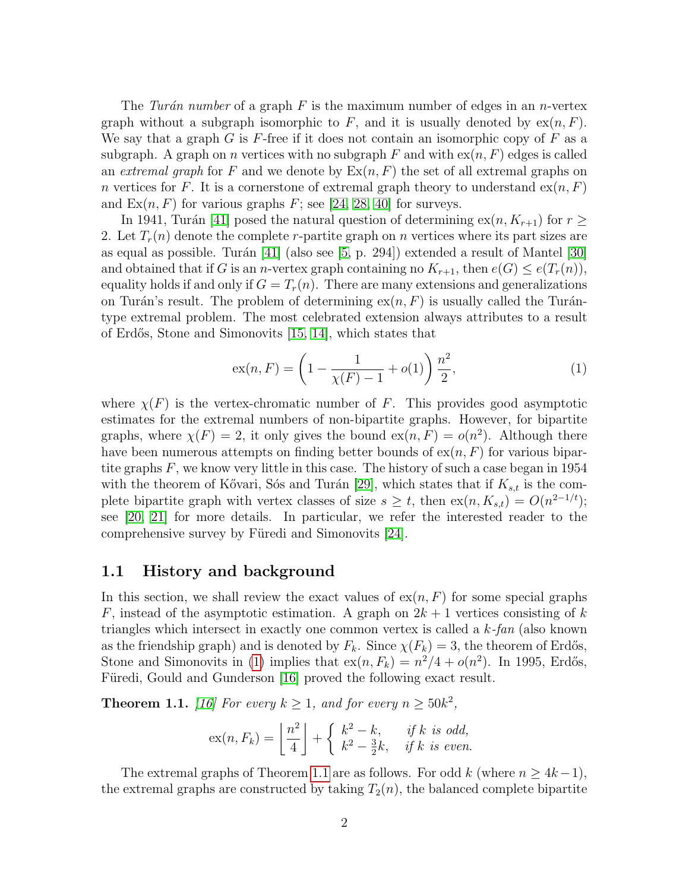The *Turán number* of a graph $F$ is the maximum number of edges in an $n$-vertex graph without a subgraph isomorphic to $F$, and it is usually denoted by $\mathrm{ex}(n,F)$. We say that a graph $G$ is $F$-free if it does not contain an isomorphic copy of $F$ as a subgraph. A graph on $n$ vertices with no subgraph $F$ and with $\mathrm{ex}(n,F)$ edges is called an *extremal graph* for $F$ and we denote by $\mathrm{Ex}(n,F)$ the set of all extremal graphs on $n$ vertices for $F$. It is a cornerstone of extremal graph theory to understand $\mathrm{ex}(n,F)$ and $\mathrm{Ex}(n,F)$ for various graphs $F$; see [24, 28, 40] for surveys.

In 1941, Turán [41] posed the natural question of determining $\mathrm{ex}(n,K_{r+1})$ for $r\ge 2$. Let $T_r(n)$ denote the complete $r$-partite graph on $n$ vertices where its part sizes are as equal as possible. Turán [41] (also see [5, p. 294]) extended a result of Mantel [30] and obtained that if $G$ is an $n$-vertex graph containing no $K_{r+1}$, then $e(G)\le e(T_r(n))$, equality holds if and only if $G=T_r(n)$. There are many extensions and generalizations on Turán's result. The problem of determining $\mathrm{ex}(n,F)$ is usually called the Turán-type extremal problem. The most celebrated extension always attributes to a result of Erdős, Stone and Simonovits [15, 14], which states that

$$\mathrm{ex}(n,F)=\left(1-\frac{1}{\chi(F)-1}+o(1)\right)\frac{n^2}{2}, \tag{1}$$

where $\chi(F)$ is the vertex-chromatic number of $F$. This provides good asymptotic estimates for the extremal numbers of non-bipartite graphs. However, for bipartite graphs, where $\chi(F)=2$, it only gives the bound $\mathrm{ex}(n,F)=o(n^2)$. Although there have been numerous attempts on finding better bounds of $\mathrm{ex}(n,F)$ for various bipartite graphs $F$, we know very little in this case. The history of such a case began in 1954 with the theorem of Kővari, Sós and Turán [29], which states that if $K_{s,t}$ is the complete bipartite graph with vertex classes of size $s\ge t$, then $\mathrm{ex}(n,K_{s,t})=O(n^{2-1/t})$; see [20, 21] for more details. In particular, we refer the interested reader to the comprehensive survey by Füredi and Simonovits [24].

### 1.1 History and background

In this section, we shall review the exact values of $\mathrm{ex}(n,F)$ for some special graphs $F$, instead of the asymptotic estimation. A graph on $2k+1$ vertices consisting of $k$ triangles which intersect in exactly one common vertex is called a *$k$-fan* (also known as the friendship graph) and is denoted by $F_k$. Since $\chi(F_k)=3$, the theorem of Erdős, Stone and Simonovits in (1) implies that $\mathrm{ex}(n,F_k)=n^2/4+o(n^2)$. In 1995, Erdős, Füredi, Gould and Gunderson [16] proved the following exact result.

**Theorem 1.1.** *[16] For every $k\ge 1$, and for every $n\ge 50k^2$,*

$$\mathrm{ex}(n,F_k)=\left\lfloor\frac{n^2}{4}\right\rfloor+\begin{cases} k^2-k, & \text{if } k \text{ is odd,}\\ k^2-\frac{3}{2}k, & \text{if } k \text{ is even.}\end{cases}$$

The extremal graphs of Theorem 1.1 are as follows. For odd $k$ (where $n\ge 4k-1$), the extremal graphs are constructed by taking $T_2(n)$, the balanced complete bipartite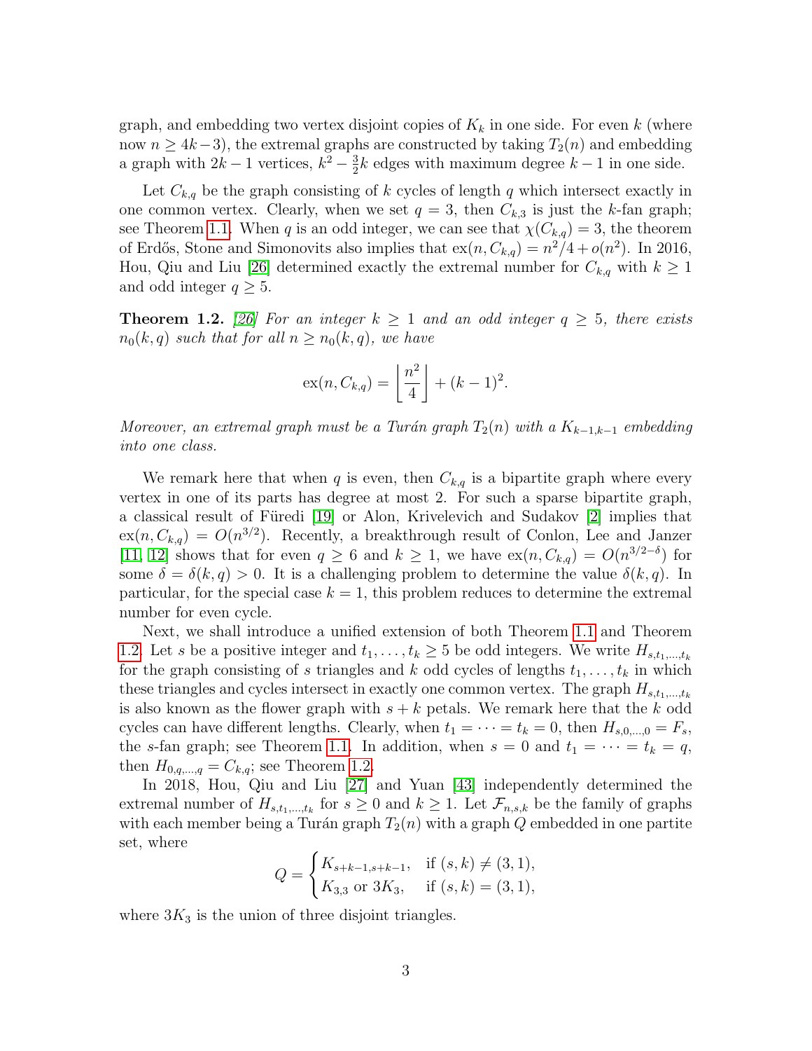graph, and embedding two vertex disjoint copies of $K_k$ in one side. For even $k$ (where now $n \geq 4k-3$), the extremal graphs are constructed by taking $T_2(n)$ and embedding a graph with $2k-1$ vertices, $k^2 - \frac{3}{2}k$ edges with maximum degree $k-1$ in one side.

Let $C_{k,q}$ be the graph consisting of $k$ cycles of length $q$ which intersect exactly in one common vertex. Clearly, when we set $q=3$, then $C_{k,3}$ is just the $k$-fan graph; see Theorem 1.1. When $q$ is an odd integer, we can see that $\chi(C_{k,q}) = 3$, the theorem of Erdős, Stone and Simonovits also implies that $\mathrm{ex}(n, C_{k,q}) = n^2/4 + o(n^2)$. In 2016, Hou, Qiu and Liu [26] determined exactly the extremal number for $C_{k,q}$ with $k \geq 1$ and odd integer $q \geq 5$.

**Theorem 1.2.** *[26] For an integer $k \geq 1$ and an odd integer $q \geq 5$, there exists $n_0(k,q)$ such that for all $n \geq n_0(k,q)$, we have*

$$\mathrm{ex}(n, C_{k,q}) = \left\lfloor \frac{n^2}{4} \right\rfloor + (k-1)^2.$$

*Moreover, an extremal graph must be a Turán graph $T_2(n)$ with a $K_{k-1,k-1}$ embedding into one class.*

We remark here that when $q$ is even, then $C_{k,q}$ is a bipartite graph where every vertex in one of its parts has degree at most 2. For such a sparse bipartite graph, a classical result of Füredi [19] or Alon, Krivelevich and Sudakov [2] implies that $\mathrm{ex}(n, C_{k,q}) = O(n^{3/2})$. Recently, a breakthrough result of Conlon, Lee and Janzer [11, 12] shows that for even $q \geq 6$ and $k \geq 1$, we have $\mathrm{ex}(n, C_{k,q}) = O(n^{3/2-\delta})$ for some $\delta = \delta(k,q) > 0$. It is a challenging problem to determine the value $\delta(k,q)$. In particular, for the special case $k=1$, this problem reduces to determine the extremal number for even cycle.

Next, we shall introduce a unified extension of both Theorem 1.1 and Theorem 1.2. Let $s$ be a positive integer and $t_1, \ldots, t_k \geq 5$ be odd integers. We write $H_{s,t_1,\ldots,t_k}$ for the graph consisting of $s$ triangles and $k$ odd cycles of lengths $t_1, \ldots, t_k$ in which these triangles and cycles intersect in exactly one common vertex. The graph $H_{s,t_1,\ldots,t_k}$ is also known as the flower graph with $s+k$ petals. We remark here that the $k$ odd cycles can have different lengths. Clearly, when $t_1 = \cdots = t_k = 0$, then $H_{s,0,\ldots,0} = F_s$, the $s$-fan graph; see Theorem 1.1. In addition, when $s=0$ and $t_1 = \cdots = t_k = q$, then $H_{0,q,\ldots,q} = C_{k,q}$; see Theorem 1.2.

In 2018, Hou, Qiu and Liu [27] and Yuan [43] independently determined the extremal number of $H_{s,t_1,\ldots,t_k}$ for $s \geq 0$ and $k \geq 1$. Let $\mathcal{F}_{n,s,k}$ be the family of graphs with each member being a Turán graph $T_2(n)$ with a graph $Q$ embedded in one partite set, where

$$Q = \begin{cases} K_{s+k-1,s+k-1}, & \text{if } (s,k) \neq (3,1), \\ K_{3,3} \text{ or } 3K_3, & \text{if } (s,k) = (3,1), \end{cases}$$

where $3K_3$ is the union of three disjoint triangles.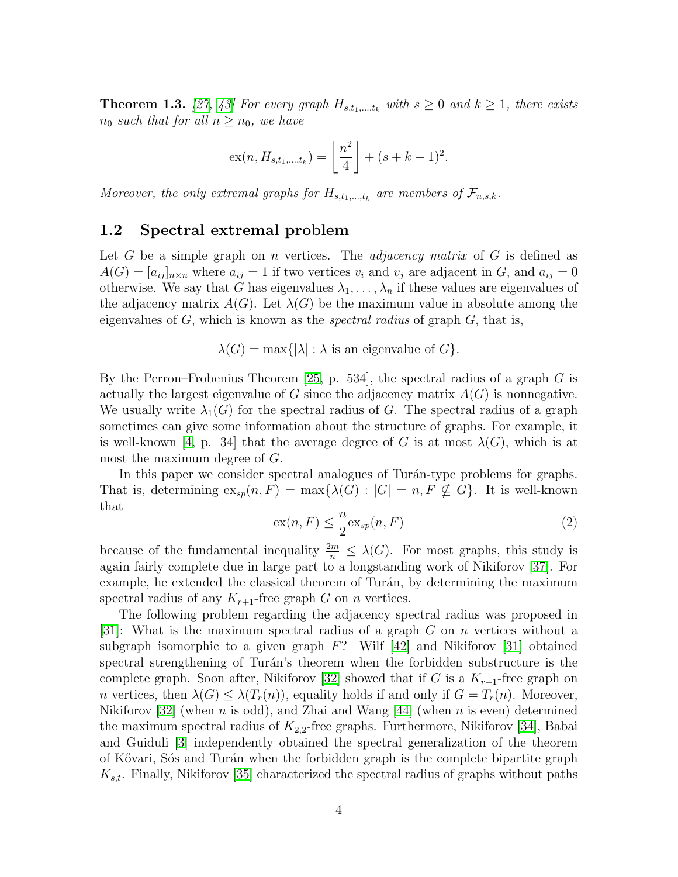**Theorem 1.3.** *[27, 43] For every graph $H_{s,t_1,\ldots,t_k}$ with $s \geq 0$ and $k \geq 1$, there exists $n_0$ such that for all $n \geq n_0$, we have*

$$\mathrm{ex}(n, H_{s,t_1,\ldots,t_k}) = \left\lfloor \frac{n^2}{4} \right\rfloor + (s+k-1)^2.$$

*Moreover, the only extremal graphs for $H_{s,t_1,\ldots,t_k}$ are members of $\mathcal{F}_{n,s,k}$.*

## 1.2 Spectral extremal problem

Let $G$ be a simple graph on $n$ vertices. The *adjacency matrix* of $G$ is defined as $A(G) = [a_{ij}]_{n\times n}$ where $a_{ij} = 1$ if two vertices $v_i$ and $v_j$ are adjacent in $G$, and $a_{ij} = 0$ otherwise. We say that $G$ has eigenvalues $\lambda_1, \ldots, \lambda_n$ if these values are eigenvalues of the adjacency matrix $A(G)$. Let $\lambda(G)$ be the maximum value in absolute among the eigenvalues of $G$, which is known as the *spectral radius* of graph $G$, that is,

$$\lambda(G) = \max\{|\lambda| : \lambda \text{ is an eigenvalue of } G\}.$$

By the Perron–Frobenius Theorem [25, p. 534], the spectral radius of a graph $G$ is actually the largest eigenvalue of $G$ since the adjacency matrix $A(G)$ is nonnegative. We usually write $\lambda_1(G)$ for the spectral radius of $G$. The spectral radius of a graph sometimes can give some information about the structure of graphs. For example, it is well-known [4, p. 34] that the average degree of $G$ is at most $\lambda(G)$, which is at most the maximum degree of $G$.

In this paper we consider spectral analogues of Turán-type problems for graphs. That is, determining $\mathrm{ex}_{sp}(n, F) = \max\{\lambda(G) : |G| = n, F \nsubseteq G\}$. It is well-known that

$$\mathrm{ex}(n, F) \leq \frac{n}{2}\mathrm{ex}_{sp}(n, F) \tag{2}$$

because of the fundamental inequality $\frac{2m}{n} \leq \lambda(G)$. For most graphs, this study is again fairly complete due in large part to a longstanding work of Nikiforov [37]. For example, he extended the classical theorem of Turán, by determining the maximum spectral radius of any $K_{r+1}$-free graph $G$ on $n$ vertices.

The following problem regarding the adjacency spectral radius was proposed in [31]: What is the maximum spectral radius of a graph $G$ on $n$ vertices without a subgraph isomorphic to a given graph $F$? Wilf [42] and Nikiforov [31] obtained spectral strengthening of Turán's theorem when the forbidden substructure is the complete graph. Soon after, Nikiforov [32] showed that if $G$ is a $K_{r+1}$-free graph on $n$ vertices, then $\lambda(G) \leq \lambda(T_r(n))$, equality holds if and only if $G = T_r(n)$. Moreover, Nikiforov [32] (when $n$ is odd), and Zhai and Wang [44] (when $n$ is even) determined the maximum spectral radius of $K_{2,2}$-free graphs. Furthermore, Nikiforov [34], Babai and Guiduli [3] independently obtained the spectral generalization of the theorem of Kővari, Sós and Turán when the forbidden graph is the complete bipartite graph $K_{s,t}$. Finally, Nikiforov [35] characterized the spectral radius of graphs without paths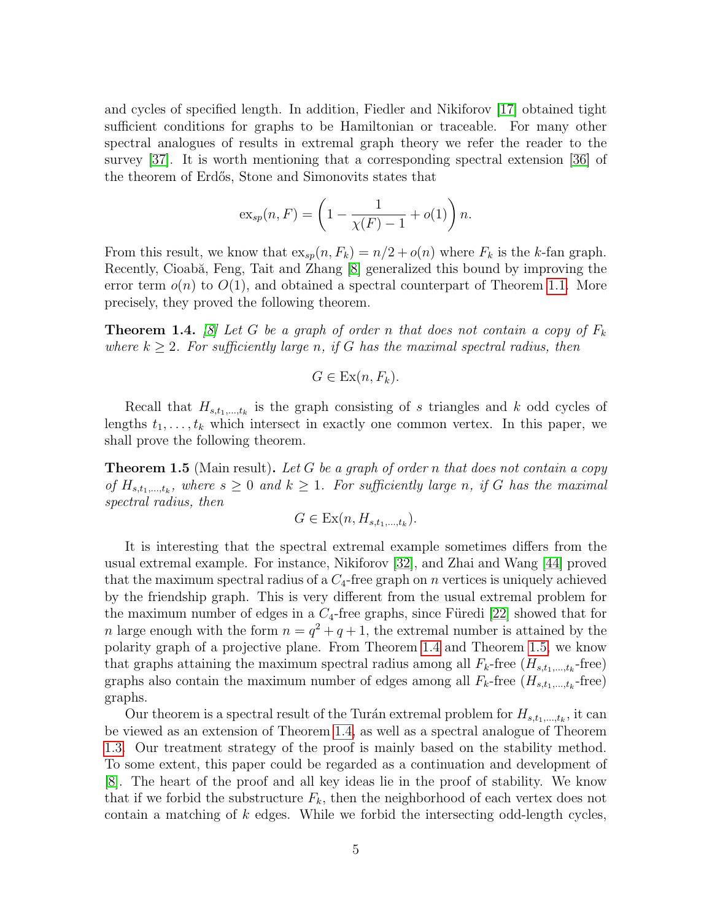and cycles of specified length. In addition, Fiedler and Nikiforov [17] obtained tight sufficient conditions for graphs to be Hamiltonian or traceable. For many other spectral analogues of results in extremal graph theory we refer the reader to the survey [37]. It is worth mentioning that a corresponding spectral extension [36] of the theorem of Erdős, Stone and Simonovits states that

$$\mathrm{ex}_{sp}(n, F) = \left(1 - \frac{1}{\chi(F) - 1} + o(1)\right) n.$$

From this result, we know that $\mathrm{ex}_{sp}(n, F_k) = n/2 + o(n)$ where $F_k$ is the $k$-fan graph. Recently, Cioabă, Feng, Tait and Zhang [8] generalized this bound by improving the error term $o(n)$ to $O(1)$, and obtained a spectral counterpart of Theorem 1.1. More precisely, they proved the following theorem.

**Theorem 1.4.** *[8] Let $G$ be a graph of order $n$ that does not contain a copy of $F_k$ where $k \geq 2$. For sufficiently large $n$, if $G$ has the maximal spectral radius, then*

$$G \in \mathrm{Ex}(n, F_k).$$

Recall that $H_{s,t_1,\ldots,t_k}$ is the graph consisting of $s$ triangles and $k$ odd cycles of lengths $t_1, \ldots, t_k$ which intersect in exactly one common vertex. In this paper, we shall prove the following theorem.

**Theorem 1.5** (Main result)**.** *Let $G$ be a graph of order $n$ that does not contain a copy of $H_{s,t_1,\ldots,t_k}$, where $s \geq 0$ and $k \geq 1$. For sufficiently large $n$, if $G$ has the maximal spectral radius, then*

$$G \in \mathrm{Ex}(n, H_{s,t_1,\ldots,t_k}).$$

It is interesting that the spectral extremal example sometimes differs from the usual extremal example. For instance, Nikiforov [32], and Zhai and Wang [44] proved that the maximum spectral radius of a $C_4$-free graph on $n$ vertices is uniquely achieved by the friendship graph. This is very different from the usual extremal problem for the maximum number of edges in a $C_4$-free graphs, since Füredi [22] showed that for $n$ large enough with the form $n = q^2 + q + 1$, the extremal number is attained by the polarity graph of a projective plane. From Theorem 1.4 and Theorem 1.5, we know that graphs attaining the maximum spectral radius among all $F_k$-free ($H_{s,t_1,\ldots,t_k}$-free) graphs also contain the maximum number of edges among all $F_k$-free ($H_{s,t_1,\ldots,t_k}$-free) graphs.

Our theorem is a spectral result of the Turán extremal problem for $H_{s,t_1,\ldots,t_k}$, it can be viewed as an extension of Theorem 1.4, as well as a spectral analogue of Theorem 1.3. Our treatment strategy of the proof is mainly based on the stability method. To some extent, this paper could be regarded as a continuation and development of [8]. The heart of the proof and all key ideas lie in the proof of stability. We know that if we forbid the substructure $F_k$, then the neighborhood of each vertex does not contain a matching of $k$ edges. While we forbid the intersecting odd-length cycles,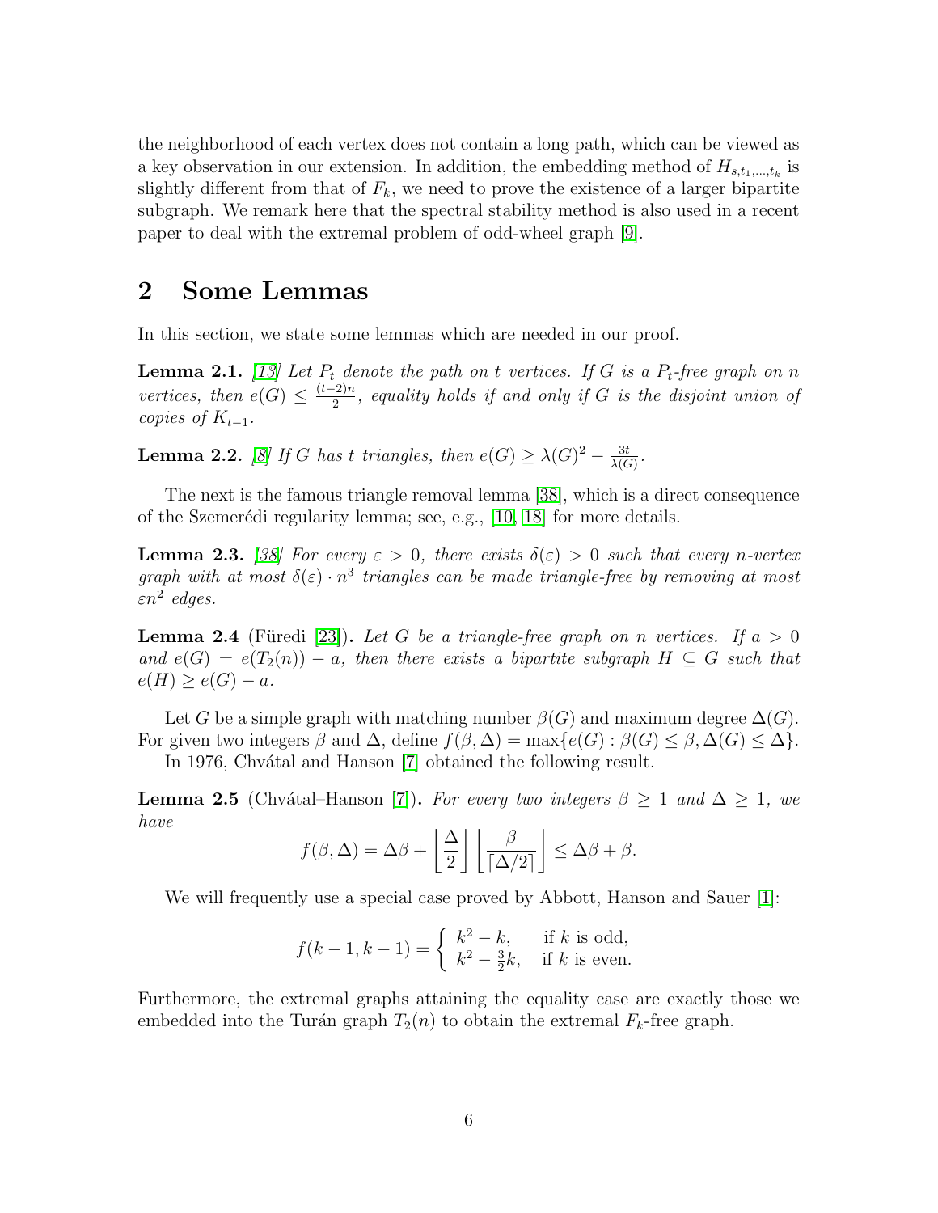the neighborhood of each vertex does not contain a long path, which can be viewed as a key observation in our extension. In addition, the embedding method of $H_{s,t_1,\dots,t_k}$ is slightly different from that of $F_k$, we need to prove the existence of a larger bipartite subgraph. We remark here that the spectral stability method is also used in a recent paper to deal with the extremal problem of odd-wheel graph [9].

## 2 Some Lemmas

In this section, we state some lemmas which are needed in our proof.

**Lemma 2.1.** *[13] Let $P_t$ denote the path on $t$ vertices. If $G$ is a $P_t$-free graph on $n$ vertices, then $e(G) \leq \frac{(t-2)n}{2}$, equality holds if and only if $G$ is the disjoint union of copies of $K_{t-1}$.*

**Lemma 2.2.** *[8] If $G$ has $t$ triangles, then $e(G) \geq \lambda(G)^2 - \frac{3t}{\lambda(G)}$.*

The next is the famous triangle removal lemma [38], which is a direct consequence of the Szemerédi regularity lemma; see, e.g., [10, 18] for more details.

**Lemma 2.3.** *[38] For every $\varepsilon > 0$, there exists $\delta(\varepsilon) > 0$ such that every $n$-vertex graph with at most $\delta(\varepsilon) \cdot n^3$ triangles can be made triangle-free by removing at most $\varepsilon n^2$ edges.*

**Lemma 2.4** (Füredi [23])**.** *Let $G$ be a triangle-free graph on $n$ vertices. If $a > 0$ and $e(G) = e(T_2(n)) - a$, then there exists a bipartite subgraph $H \subseteq G$ such that $e(H) \geq e(G) - a$.*

Let $G$ be a simple graph with matching number $\beta(G)$ and maximum degree $\Delta(G)$. For given two integers $\beta$ and $\Delta$, define $f(\beta, \Delta) = \max\{e(G) : \beta(G) \leq \beta, \Delta(G) \leq \Delta\}$.

In 1976, Chvátal and Hanson [7] obtained the following result.

**Lemma 2.5** (Chvátal–Hanson [7])**.** *For every two integers $\beta \geq 1$ and $\Delta \geq 1$, we have*

$$f(\beta, \Delta) = \Delta\beta + \left\lfloor \frac{\Delta}{2} \right\rfloor \left\lfloor \frac{\beta}{\lceil \Delta/2 \rceil} \right\rfloor \leq \Delta\beta + \beta.$$

We will frequently use a special case proved by Abbott, Hanson and Sauer [1]:

$$f(k-1, k-1) = \begin{cases} k^2 - k, & \text{if } k \text{ is odd,} \\ k^2 - \frac{3}{2}k, & \text{if } k \text{ is even.} \end{cases}$$

Furthermore, the extremal graphs attaining the equality case are exactly those we embedded into the Turán graph $T_2(n)$ to obtain the extremal $F_k$-free graph.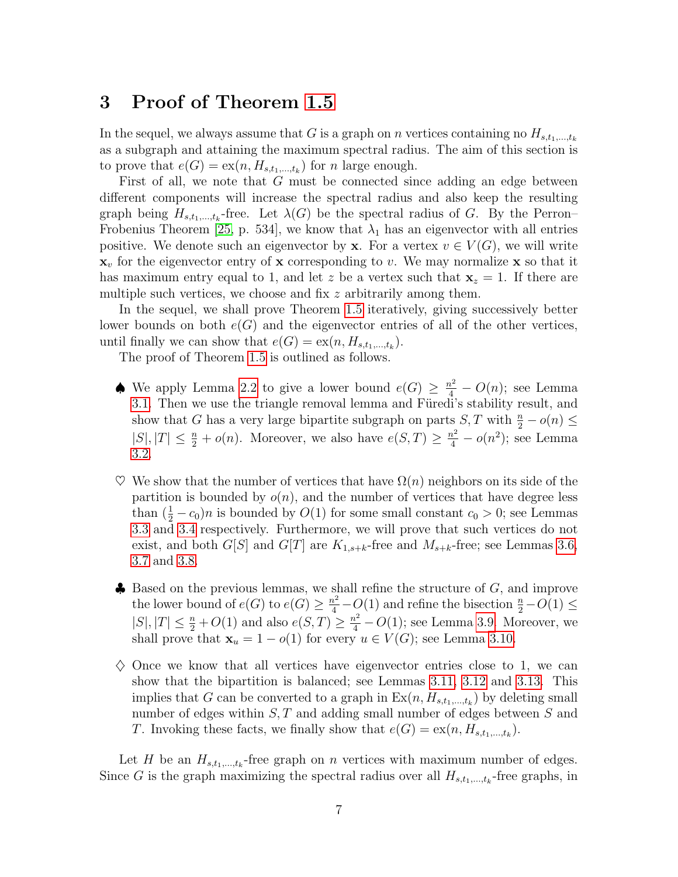## 3 Proof of Theorem 1.5

In the sequel, we always assume that $G$ is a graph on $n$ vertices containing no $H_{s,t_1,\dots,t_k}$ as a subgraph and attaining the maximum spectral radius. The aim of this section is to prove that $e(G) = \mathrm{ex}(n, H_{s,t_1,\dots,t_k})$ for $n$ large enough.

First of all, we note that $G$ must be connected since adding an edge between different components will increase the spectral radius and also keep the resulting graph being $H_{s,t_1,\dots,t_k}$-free. Let $\lambda(G)$ be the spectral radius of $G$. By the Perron–Frobenius Theorem [25, p. 534], we know that $\lambda_1$ has an eigenvector with all entries positive. We denote such an eigenvector by $\mathbf{x}$. For a vertex $v \in V(G)$, we will write $\mathbf{x}_v$ for the eigenvector entry of $\mathbf{x}$ corresponding to $v$. We may normalize $\mathbf{x}$ so that it has maximum entry equal to 1, and let $z$ be a vertex such that $\mathbf{x}_z = 1$. If there are multiple such vertices, we choose and fix $z$ arbitrarily among them.

In the sequel, we shall prove Theorem 1.5 iteratively, giving successively better lower bounds on both $e(G)$ and the eigenvector entries of all of the other vertices, until finally we can show that $e(G) = \mathrm{ex}(n, H_{s,t_1,\dots,t_k})$.

The proof of Theorem 1.5 is outlined as follows.

- ♠ We apply Lemma 2.2 to give a lower bound $e(G) \geq \frac{n^2}{4} - O(n)$; see Lemma 3.1. Then we use the triangle removal lemma and Füredi's stability result, and show that $G$ has a very large bipartite subgraph on parts $S, T$ with $\frac{n}{2} - o(n) \leq |S|, |T| \leq \frac{n}{2} + o(n)$. Moreover, we also have $e(S,T) \geq \frac{n^2}{4} - o(n^2)$; see Lemma 3.2.

- ♡ We show that the number of vertices that have $\Omega(n)$ neighbors on its side of the partition is bounded by $o(n)$, and the number of vertices that have degree less than $(\frac{1}{2} - c_0)n$ is bounded by $O(1)$ for some small constant $c_0 > 0$; see Lemmas 3.3 and 3.4 respectively. Furthermore, we will prove that such vertices do not exist, and both $G[S]$ and $G[T]$ are $K_{1,s+k}$-free and $M_{s+k}$-free; see Lemmas 3.6, 3.7 and 3.8.

- ♣ Based on the previous lemmas, we shall refine the structure of $G$, and improve the lower bound of $e(G)$ to $e(G) \geq \frac{n^2}{4} - O(1)$ and refine the bisection $\frac{n}{2} - O(1) \leq |S|, |T| \leq \frac{n}{2} + O(1)$ and also $e(S,T) \geq \frac{n^2}{4} - O(1)$; see Lemma 3.9. Moreover, we shall prove that $\mathbf{x}_u = 1 - o(1)$ for every $u \in V(G)$; see Lemma 3.10.

- ♢ Once we know that all vertices have eigenvector entries close to 1, we can show that the bipartition is balanced; see Lemmas 3.11, 3.12 and 3.13. This implies that $G$ can be converted to a graph in $\mathrm{Ex}(n, H_{s,t_1,\dots,t_k})$ by deleting small number of edges within $S, T$ and adding small number of edges between $S$ and $T$. Invoking these facts, we finally show that $e(G) = \mathrm{ex}(n, H_{s,t_1,\dots,t_k})$.

Let $H$ be an $H_{s,t_1,\dots,t_k}$-free graph on $n$ vertices with maximum number of edges. Since $G$ is the graph maximizing the spectral radius over all $H_{s,t_1,\dots,t_k}$-free graphs, in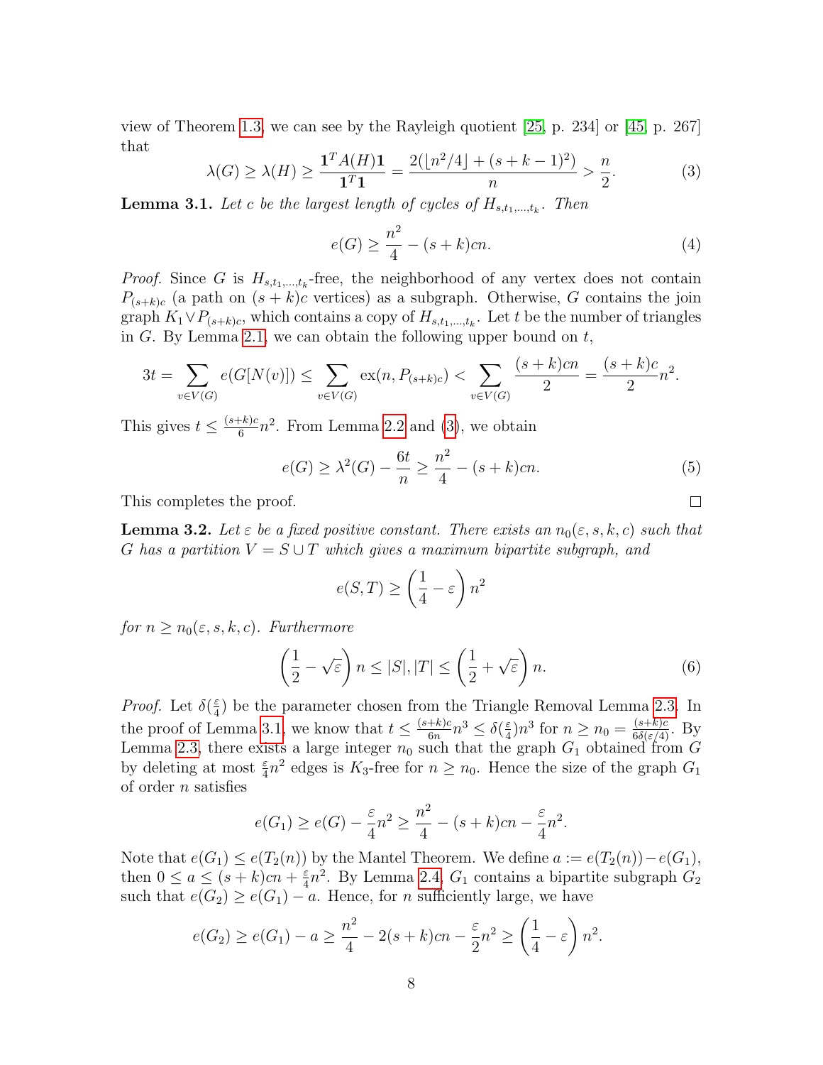view of Theorem 1.3, we can see by the Rayleigh quotient [25, p. 234] or [45, p. 267] that

$$\lambda(G) \geq \lambda(H) \geq \frac{\mathbf{1}^T A(H)\mathbf{1}}{\mathbf{1}^T\mathbf{1}} = \frac{2(\lfloor n^2/4 \rfloor + (s+k-1)^2)}{n} > \frac{n}{2}. \tag{3}$$

**Lemma 3.1.** *Let $c$ be the largest length of cycles of $H_{s,t_1,\ldots,t_k}$. Then*

$$e(G) \geq \frac{n^2}{4} - (s+k)cn. \tag{4}$$

*Proof.* Since $G$ is $H_{s,t_1,\ldots,t_k}$-free, the neighborhood of any vertex does not contain $P_{(s+k)c}$ (a path on $(s+k)c$ vertices) as a subgraph. Otherwise, $G$ contains the join graph $K_1 \vee P_{(s+k)c}$, which contains a copy of $H_{s,t_1,\ldots,t_k}$. Let $t$ be the number of triangles in $G$. By Lemma 2.1, we can obtain the following upper bound on $t$,

$$3t = \sum_{v\in V(G)} e(G[N(v)]) \leq \sum_{v\in V(G)} \mathrm{ex}(n, P_{(s+k)c}) < \sum_{v\in V(G)} \frac{(s+k)cn}{2} = \frac{(s+k)c}{2}n^2.$$

This gives $t \leq \frac{(s+k)c}{6}n^2$. From Lemma 2.2 and (3), we obtain

$$e(G) \geq \lambda^2(G) - \frac{6t}{n} \geq \frac{n^2}{4} - (s+k)cn. \tag{5}$$

This completes the proof. $\square$

**Lemma 3.2.** *Let $\varepsilon$ be a fixed positive constant. There exists an $n_0(\varepsilon, s, k, c)$ such that $G$ has a partition $V = S \cup T$ which gives a maximum bipartite subgraph, and*

$$e(S,T) \geq \left(\frac{1}{4} - \varepsilon\right)n^2$$

*for $n \geq n_0(\varepsilon, s, k, c)$. Furthermore*

$$\left(\frac{1}{2} - \sqrt{\varepsilon}\right)n \leq |S|, |T| \leq \left(\frac{1}{2} + \sqrt{\varepsilon}\right)n. \tag{6}$$

*Proof.* Let $\delta(\frac{\varepsilon}{4})$ be the parameter chosen from the Triangle Removal Lemma 2.3. In the proof of Lemma 3.1, we know that $t \leq \frac{(s+k)c}{6n}n^3 \leq \delta(\frac{\varepsilon}{4})n^3$ for $n \geq n_0 = \frac{(s+k)c}{6\delta(\varepsilon/4)}$. By Lemma 2.3, there exists a large integer $n_0$ such that the graph $G_1$ obtained from $G$ by deleting at most $\frac{\varepsilon}{4}n^2$ edges is $K_3$-free for $n \geq n_0$. Hence the size of the graph $G_1$ of order $n$ satisfies

$$e(G_1) \geq e(G) - \frac{\varepsilon}{4}n^2 \geq \frac{n^2}{4} - (s+k)cn - \frac{\varepsilon}{4}n^2.$$

Note that $e(G_1) \leq e(T_2(n))$ by the Mantel Theorem. We define $a := e(T_2(n)) - e(G_1)$, then $0 \leq a \leq (s+k)cn + \frac{\varepsilon}{4}n^2$. By Lemma 2.4, $G_1$ contains a bipartite subgraph $G_2$ such that $e(G_2) \geq e(G_1) - a$. Hence, for $n$ sufficiently large, we have

$$e(G_2) \geq e(G_1) - a \geq \frac{n^2}{4} - 2(s+k)cn - \frac{\varepsilon}{2}n^2 \geq \left(\frac{1}{4} - \varepsilon\right)n^2.$$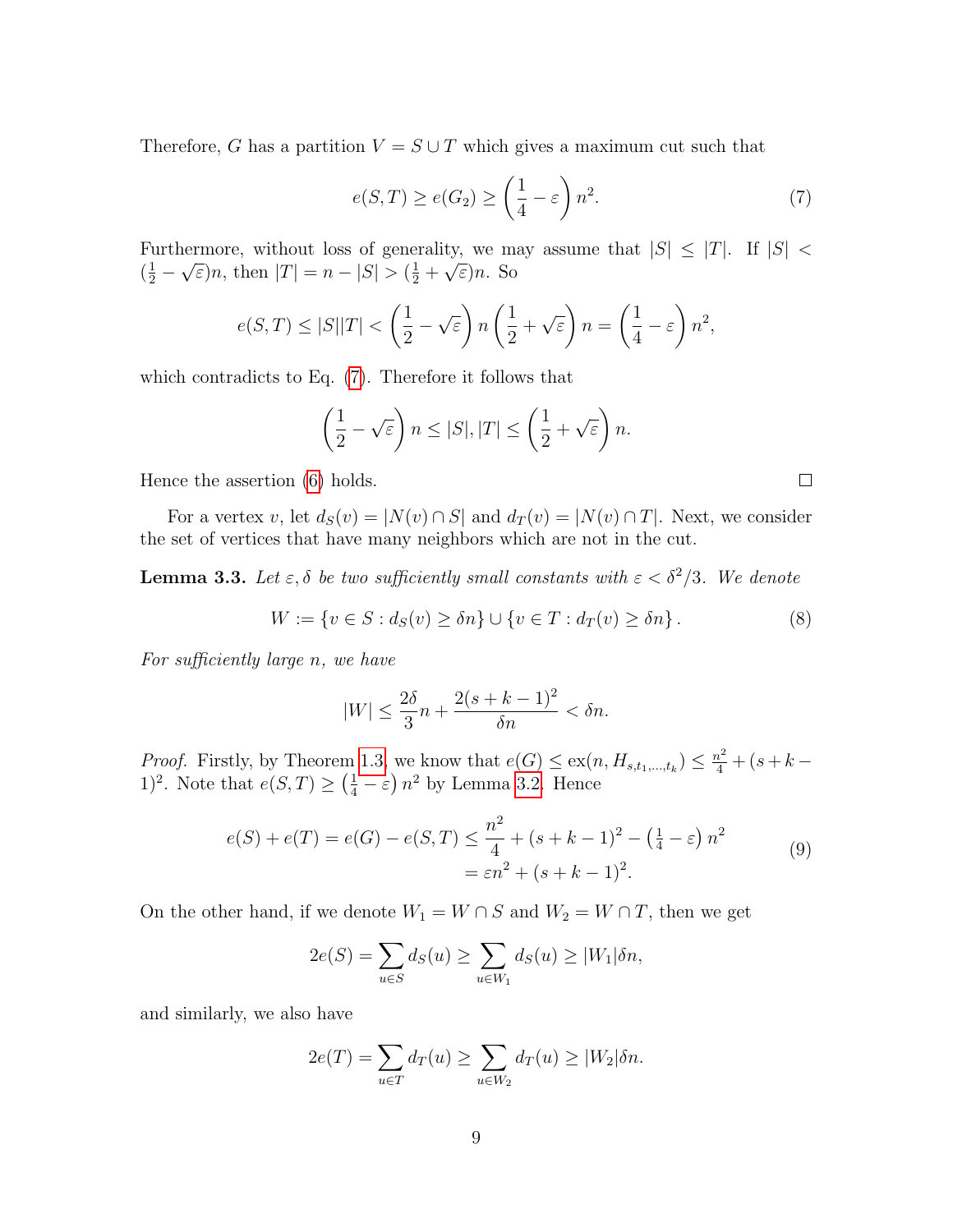Therefore, $G$ has a partition $V = S \cup T$ which gives a maximum cut such that

$$e(S,T) \geq e(G_2) \geq \left(\frac{1}{4} - \varepsilon\right) n^2. \tag{7}$$

Furthermore, without loss of generality, we may assume that $|S| \leq |T|$. If $|S| < (\frac{1}{2} - \sqrt{\varepsilon})n$, then $|T| = n - |S| > (\frac{1}{2} + \sqrt{\varepsilon})n$. So

$$e(S,T) \leq |S||T| < \left(\frac{1}{2} - \sqrt{\varepsilon}\right) n \left(\frac{1}{2} + \sqrt{\varepsilon}\right) n = \left(\frac{1}{4} - \varepsilon\right) n^2,$$

which contradicts to Eq. (7). Therefore it follows that

$$\left(\frac{1}{2} - \sqrt{\varepsilon}\right) n \leq |S|, |T| \leq \left(\frac{1}{2} + \sqrt{\varepsilon}\right) n.$$

Hence the assertion (6) holds. □

For a vertex $v$, let $d_S(v) = |N(v) \cap S|$ and $d_T(v) = |N(v) \cap T|$. Next, we consider the set of vertices that have many neighbors which are not in the cut.

**Lemma 3.3.** *Let $\varepsilon, \delta$ be two sufficiently small constants with $\varepsilon < \delta^2/3$. We denote*

$$W := \{v \in S : d_S(v) \geq \delta n\} \cup \{v \in T : d_T(v) \geq \delta n\}. \tag{8}$$

*For sufficiently large $n$, we have*

$$|W| \leq \frac{2\delta}{3} n + \frac{2(s+k-1)^2}{\delta n} < \delta n.$$

*Proof.* Firstly, by Theorem 1.3, we know that $e(G) \leq \mathrm{ex}(n, H_{s,t_1,\ldots,t_k}) \leq \frac{n^2}{4} + (s+k-1)^2$. Note that $e(S,T) \geq \left(\frac{1}{4} - \varepsilon\right) n^2$ by Lemma 3.2. Hence

$$\begin{aligned} e(S) + e(T) = e(G) - e(S,T) &\leq \frac{n^2}{4} + (s+k-1)^2 - \left(\tfrac{1}{4} - \varepsilon\right) n^2 \\ &= \varepsilon n^2 + (s+k-1)^2. \end{aligned} \tag{9}$$

On the other hand, if we denote $W_1 = W \cap S$ and $W_2 = W \cap T$, then we get

$$2e(S) = \sum_{u \in S} d_S(u) \geq \sum_{u \in W_1} d_S(u) \geq |W_1| \delta n,$$

and similarly, we also have

$$2e(T) = \sum_{u \in T} d_T(u) \geq \sum_{u \in W_2} d_T(u) \geq |W_2| \delta n.$$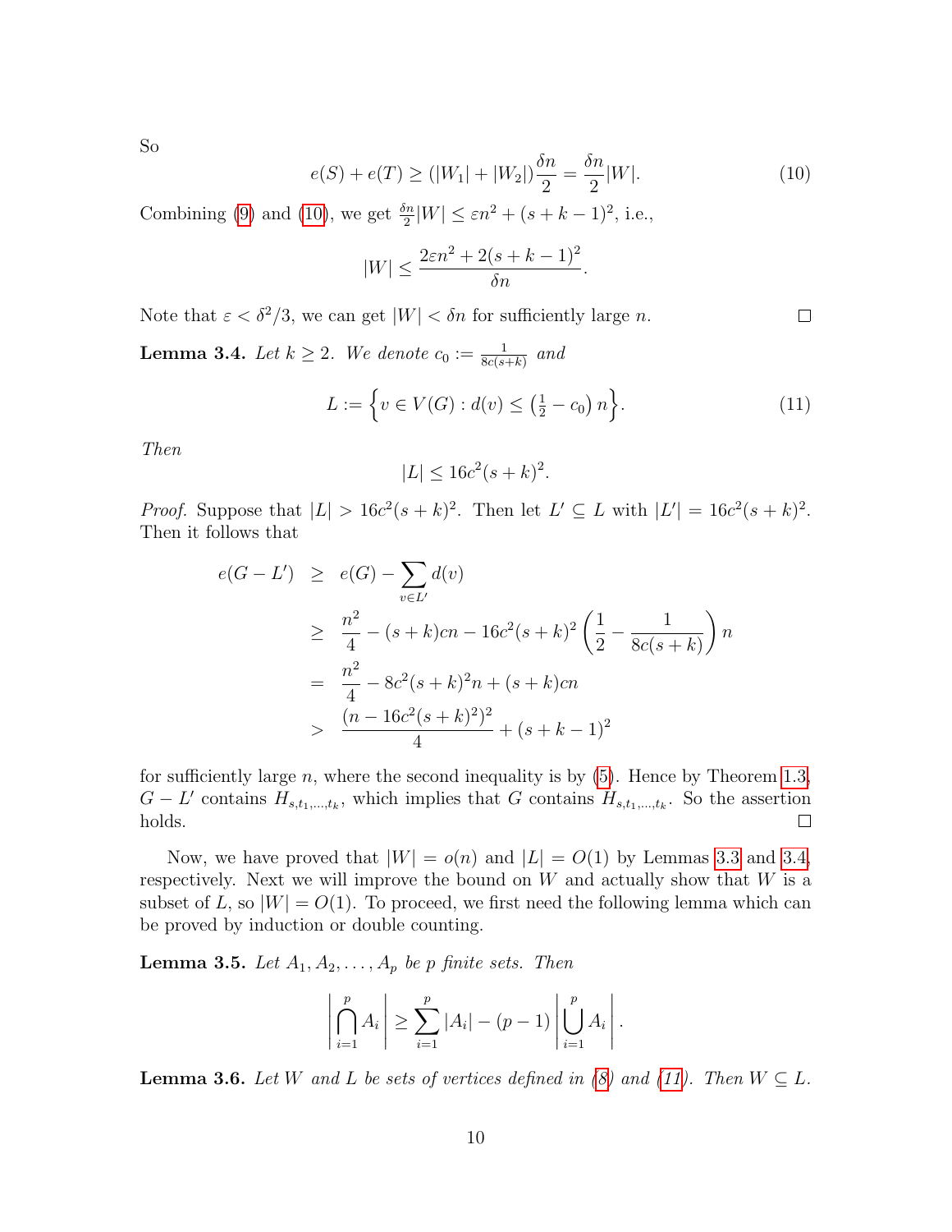So

$$e(S) + e(T) \geq (|W_1| + |W_2|)\frac{\delta n}{2} = \frac{\delta n}{2}|W|. \tag{10}$$

Combining (9) and (10), we get $\frac{\delta n}{2}|W| \leq \varepsilon n^2 + (s+k-1)^2$, i.e.,

$$|W| \leq \frac{2\varepsilon n^2 + 2(s+k-1)^2}{\delta n}.$$

Note that $\varepsilon < \delta^2/3$, we can get $|W| < \delta n$ for sufficiently large $n$. □

**Lemma 3.4.** *Let $k \geq 2$. We denote $c_0 := \frac{1}{8c(s+k)}$ and*

$$L := \left\{ v \in V(G) : d(v) \leq \left(\tfrac{1}{2} - c_0\right) n \right\}. \tag{11}$$

*Then*

$$|L| \leq 16c^2(s+k)^2.$$

*Proof.* Suppose that $|L| > 16c^2(s+k)^2$. Then let $L' \subseteq L$ with $|L'| = 16c^2(s+k)^2$. Then it follows that

$$\begin{aligned}
e(G - L') &\geq e(G) - \sum_{v \in L'} d(v) \\
&\geq \frac{n^2}{4} - (s+k)cn - 16c^2(s+k)^2 \left( \frac{1}{2} - \frac{1}{8c(s+k)} \right) n \\
&= \frac{n^2}{4} - 8c^2(s+k)^2 n + (s+k)cn \\
&> \frac{(n - 16c^2(s+k)^2)^2}{4} + (s+k-1)^2
\end{aligned}$$

for sufficiently large $n$, where the second inequality is by (5). Hence by Theorem 1.3, $G - L'$ contains $H_{s,t_1,\ldots,t_k}$, which implies that $G$ contains $H_{s,t_1,\ldots,t_k}$. So the assertion holds. □

Now, we have proved that $|W| = o(n)$ and $|L| = O(1)$ by Lemmas 3.3 and 3.4, respectively. Next we will improve the bound on $W$ and actually show that $W$ is a subset of $L$, so $|W| = O(1)$. To proceed, we first need the following lemma which can be proved by induction or double counting.

**Lemma 3.5.** *Let $A_1, A_2, \ldots, A_p$ be $p$ finite sets. Then*

$$\left| \bigcap_{i=1}^{p} A_i \right| \geq \sum_{i=1}^{p} |A_i| - (p-1) \left| \bigcup_{i=1}^{p} A_i \right|.$$

**Lemma 3.6.** *Let $W$ and $L$ be sets of vertices defined in (8) and (11). Then $W \subseteq L$.*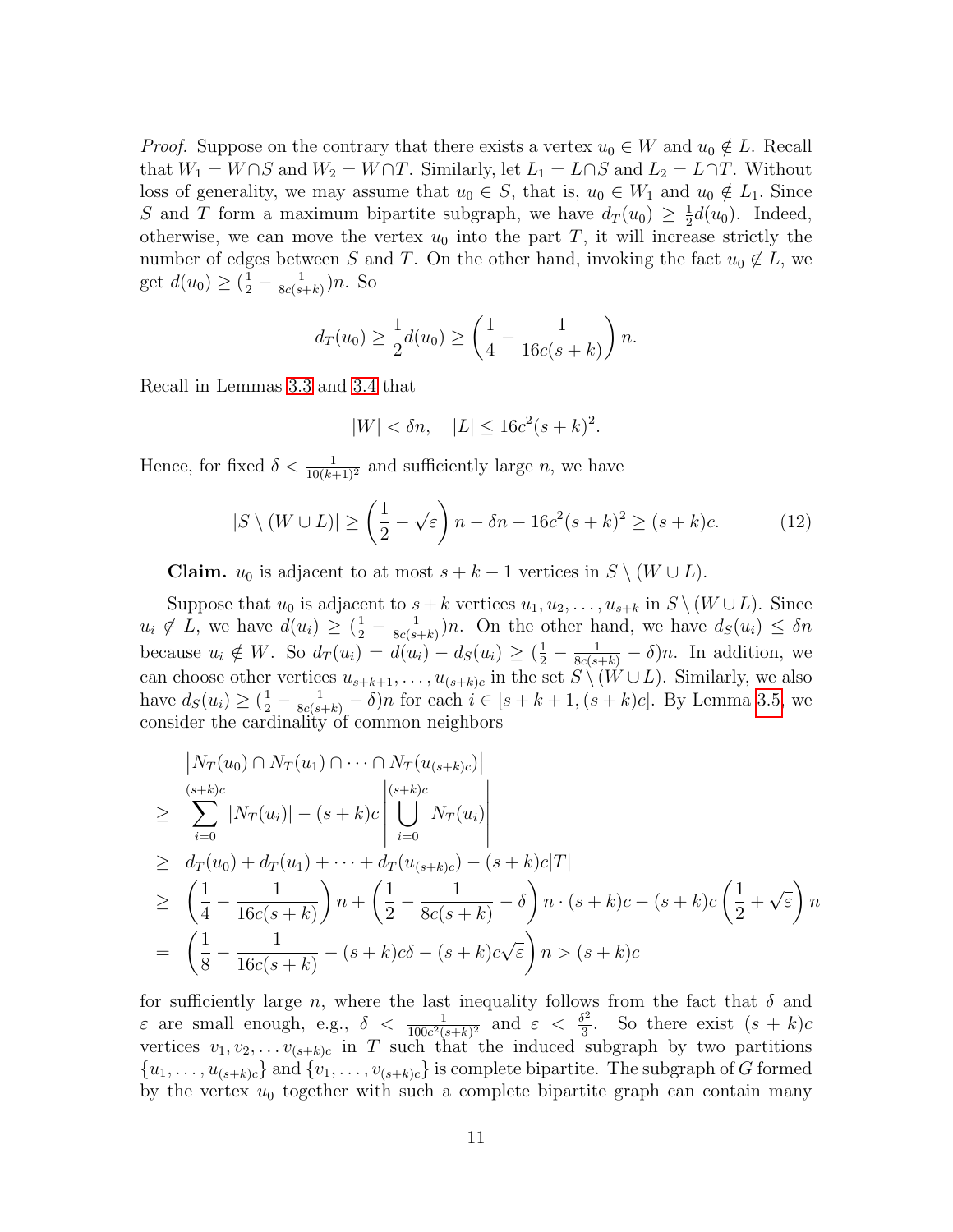*Proof.* Suppose on the contrary that there exists a vertex $u_0 \in W$ and $u_0 \notin L$. Recall that $W_1 = W \cap S$ and $W_2 = W \cap T$. Similarly, let $L_1 = L \cap S$ and $L_2 = L \cap T$. Without loss of generality, we may assume that $u_0 \in S$, that is, $u_0 \in W_1$ and $u_0 \notin L_1$. Since $S$ and $T$ form a maximum bipartite subgraph, we have $d_T(u_0) \geq \frac{1}{2}d(u_0)$. Indeed, otherwise, we can move the vertex $u_0$ into the part $T$, it will increase strictly the number of edges between $S$ and $T$. On the other hand, invoking the fact $u_0 \notin L$, we get $d(u_0) \geq (\frac{1}{2} - \frac{1}{8c(s+k)})n$. So

$$d_T(u_0) \geq \frac{1}{2}d(u_0) \geq \left(\frac{1}{4} - \frac{1}{16c(s+k)}\right)n.$$

Recall in Lemmas 3.3 and 3.4 that

$$|W| < \delta n, \quad |L| \leq 16c^2(s+k)^2.$$

Hence, for fixed $\delta < \frac{1}{10(k+1)^2}$ and sufficiently large $n$, we have

$$|S \setminus (W \cup L)| \geq \left(\frac{1}{2} - \sqrt{\varepsilon}\right)n - \delta n - 16c^2(s+k)^2 \geq (s+k)c. \tag{12}$$

**Claim.** $u_0$ is adjacent to at most $s+k-1$ vertices in $S \setminus (W \cup L)$.

Suppose that $u_0$ is adjacent to $s+k$ vertices $u_1, u_2, \ldots, u_{s+k}$ in $S \setminus (W \cup L)$. Since $u_i \notin L$, we have $d(u_i) \geq (\frac{1}{2} - \frac{1}{8c(s+k)})n$. On the other hand, we have $d_S(u_i) \leq \delta n$ because $u_i \notin W$. So $d_T(u_i) = d(u_i) - d_S(u_i) \geq (\frac{1}{2} - \frac{1}{8c(s+k)} - \delta)n$. In addition, we can choose other vertices $u_{s+k+1}, \ldots, u_{(s+k)c}$ in the set $S \setminus (W \cup L)$. Similarly, we also have $d_S(u_i) \geq (\frac{1}{2} - \frac{1}{8c(s+k)} - \delta)n$ for each $i \in [s+k+1, (s+k)c]$. By Lemma 3.5, we consider the cardinality of common neighbors

$$\begin{aligned}
& \left|N_T(u_0) \cap N_T(u_1) \cap \cdots \cap N_T(u_{(s+k)c})\right| \\
\geq\ & \sum_{i=0}^{(s+k)c} |N_T(u_i)| - (s+k)c \left|\bigcup_{i=0}^{(s+k)c} N_T(u_i)\right| \\
\geq\ & d_T(u_0) + d_T(u_1) + \cdots + d_T(u_{(s+k)c}) - (s+k)c|T| \\
\geq\ & \left(\frac{1}{4} - \frac{1}{16c(s+k)}\right)n + \left(\frac{1}{2} - \frac{1}{8c(s+k)} - \delta\right)n \cdot (s+k)c - (s+k)c\left(\frac{1}{2} + \sqrt{\varepsilon}\right)n \\
=\ & \left(\frac{1}{8} - \frac{1}{16c(s+k)} - (s+k)c\delta - (s+k)c\sqrt{\varepsilon}\right)n > (s+k)c
\end{aligned}$$

for sufficiently large $n$, where the last inequality follows from the fact that $\delta$ and $\varepsilon$ are small enough, e.g., $\delta < \frac{1}{100c^2(s+k)^2}$ and $\varepsilon < \frac{\delta^2}{3}$. So there exist $(s+k)c$ vertices $v_1, v_2, \ldots v_{(s+k)c}$ in $T$ such that the induced subgraph by two partitions $\{u_1, \ldots, u_{(s+k)c}\}$ and $\{v_1, \ldots, v_{(s+k)c}\}$ is complete bipartite. The subgraph of $G$ formed by the vertex $u_0$ together with such a complete bipartite graph can contain many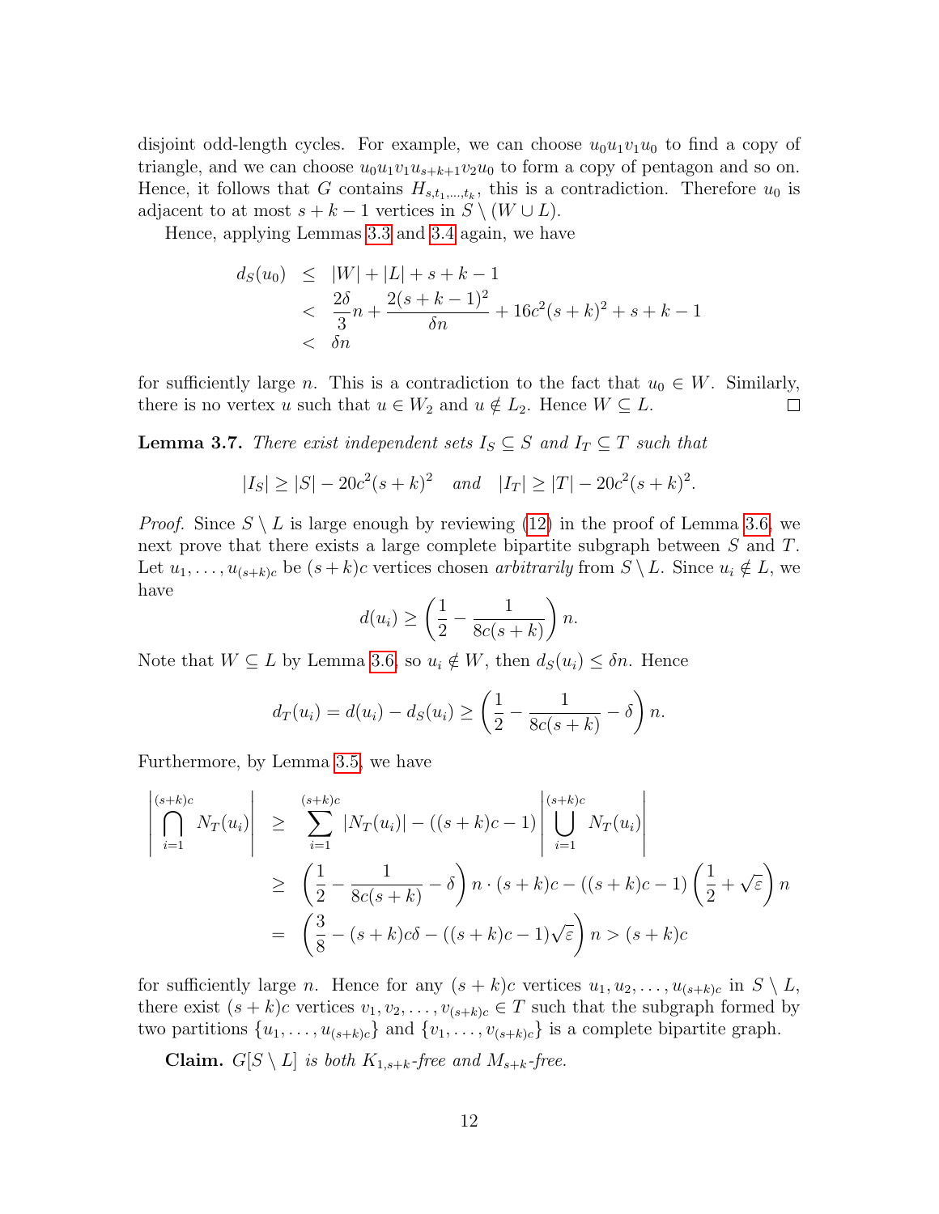disjoint odd-length cycles. For example, we can choose $u_0u_1v_1u_0$ to find a copy of triangle, and we can choose $u_0u_1v_1u_{s+k+1}v_2u_0$ to form a copy of pentagon and so on. Hence, it follows that $G$ contains $H_{s,t_1,\ldots,t_k}$, this is a contradiction. Therefore $u_0$ is adjacent to at most $s+k-1$ vertices in $S\setminus(W\cup L)$.

Hence, applying Lemmas 3.3 and 3.4 again, we have

$$
\begin{aligned}
d_S(u_0) &\le |W|+|L|+s+k-1\\
&< \frac{2\delta}{3}n+\frac{2(s+k-1)^2}{\delta n}+16c^2(s+k)^2+s+k-1\\
&< \delta n
\end{aligned}
$$

for sufficiently large $n$. This is a contradiction to the fact that $u_0\in W$. Similarly, there is no vertex $u$ such that $u\in W_2$ and $u\notin L_2$. Hence $W\subseteq L$. □

**Lemma 3.7.** *There exist independent sets $I_S\subseteq S$ and $I_T\subseteq T$ such that*

$$
|I_S|\ge |S|-20c^2(s+k)^2 \quad \textit{and} \quad |I_T|\ge |T|-20c^2(s+k)^2.
$$

*Proof.* Since $S\setminus L$ is large enough by reviewing (12) in the proof of Lemma 3.6, we next prove that there exists a large complete bipartite subgraph between $S$ and $T$. Let $u_1,\ldots,u_{(s+k)c}$ be $(s+k)c$ vertices chosen *arbitrarily* from $S\setminus L$. Since $u_i\notin L$, we have

$$
d(u_i)\ge\left(\frac{1}{2}-\frac{1}{8c(s+k)}\right)n.
$$

Note that $W\subseteq L$ by Lemma 3.6, so $u_i\notin W$, then $d_S(u_i)\le\delta n$. Hence

$$
d_T(u_i)=d(u_i)-d_S(u_i)\ge\left(\frac{1}{2}-\frac{1}{8c(s+k)}-\delta\right)n.
$$

Furthermore, by Lemma 3.5, we have

$$
\begin{aligned}
\left|\bigcap_{i=1}^{(s+k)c}N_T(u_i)\right| &\ge \sum_{i=1}^{(s+k)c}|N_T(u_i)|-((s+k)c-1)\left|\bigcup_{i=1}^{(s+k)c}N_T(u_i)\right|\\
&\ge \left(\frac{1}{2}-\frac{1}{8c(s+k)}-\delta\right)n\cdot(s+k)c-((s+k)c-1)\left(\frac{1}{2}+\sqrt{\varepsilon}\right)n\\
&= \left(\frac{3}{8}-(s+k)c\delta-((s+k)c-1)\sqrt{\varepsilon}\right)n>(s+k)c
\end{aligned}
$$

for sufficiently large $n$. Hence for any $(s+k)c$ vertices $u_1,u_2,\ldots,u_{(s+k)c}$ in $S\setminus L$, there exist $(s+k)c$ vertices $v_1,v_2,\ldots,v_{(s+k)c}\in T$ such that the subgraph formed by two partitions $\{u_1,\ldots,u_{(s+k)c}\}$ and $\{v_1,\ldots,v_{(s+k)c}\}$ is a complete bipartite graph.

**Claim.** *$G[S\setminus L]$ is both $K_{1,s+k}$-free and $M_{s+k}$-free.*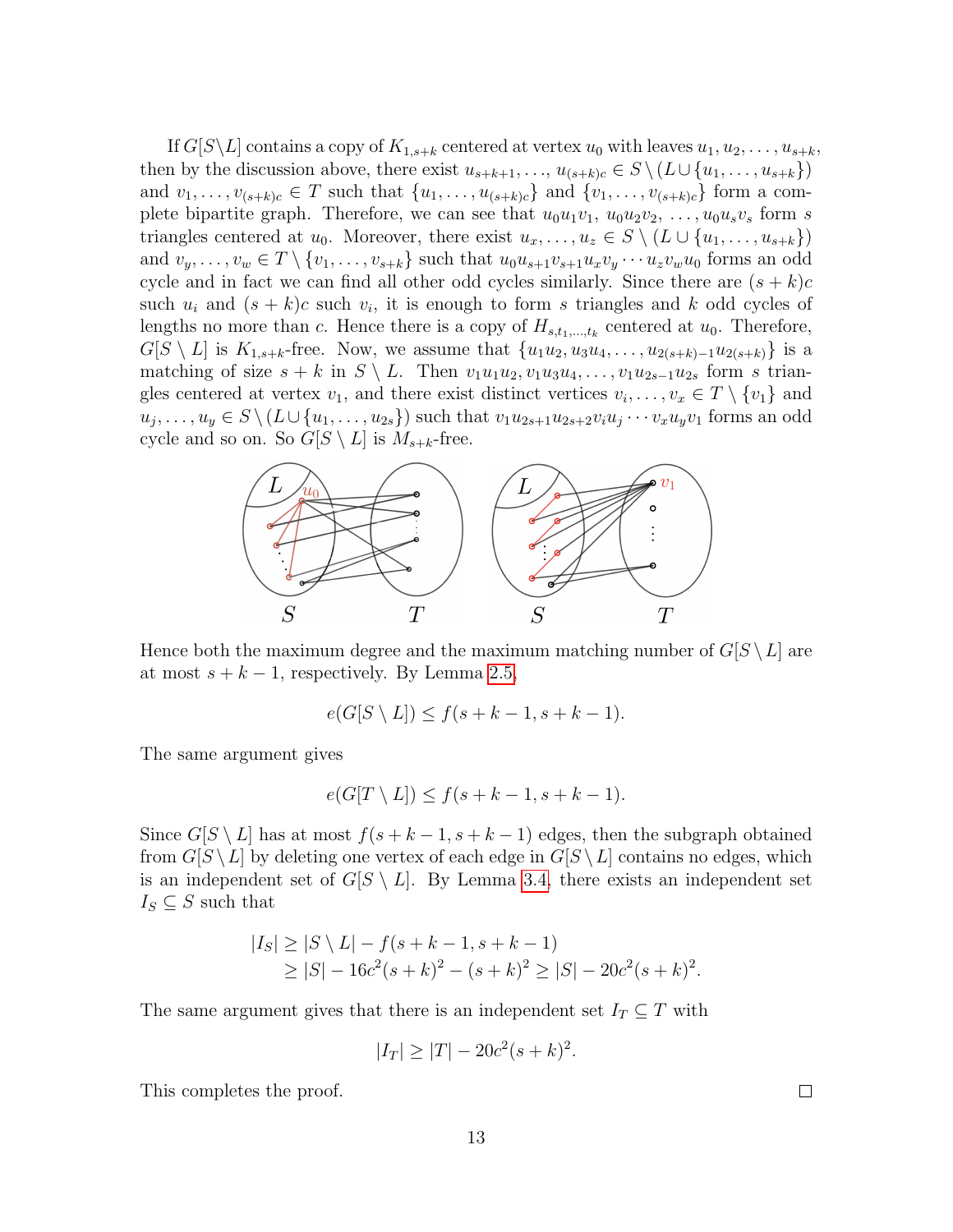If $G[S \backslash L]$ contains a copy of $K_{1,s+k}$ centered at vertex $u_0$ with leaves $u_1, u_2, \ldots, u_{s+k}$, then by the discussion above, there exist $u_{s+k+1}, \ldots, u_{(s+k)c} \in S \setminus (L \cup \{u_1, \ldots, u_{s+k}\})$ and $v_1, \ldots, v_{(s+k)c} \in T$ such that $\{u_1, \ldots, u_{(s+k)c}\}$ and $\{v_1, \ldots, v_{(s+k)c}\}$ form a complete bipartite graph. Therefore, we can see that $u_0u_1v_1$, $u_0u_2v_2$, $\ldots$, $u_0u_sv_s$ form $s$ triangles centered at $u_0$. Moreover, there exist $u_x, \ldots, u_z \in S \setminus (L \cup \{u_1, \ldots, u_{s+k}\})$ and $v_y, \ldots, v_w \in T \setminus \{v_1, \ldots, v_{s+k}\}$ such that $u_0u_{s+1}v_{s+1}u_xv_y \cdots u_zv_wu_0$ forms an odd cycle and in fact we can find all other odd cycles similarly. Since there are $(s+k)c$ such $u_i$ and $(s+k)c$ such $v_i$, it is enough to form $s$ triangles and $k$ odd cycles of lengths no more than $c$. Hence there is a copy of $H_{s,t_1,\ldots,t_k}$ centered at $u_0$. Therefore, $G[S \setminus L]$ is $K_{1,s+k}$-free. Now, we assume that $\{u_1u_2, u_3u_4, \ldots, u_{2(s+k)-1}u_{2(s+k)}\}$ is a matching of size $s+k$ in $S \setminus L$. Then $v_1u_1u_2, v_1u_3u_4, \ldots, v_1u_{2s-1}u_{2s}$ form $s$ triangles centered at vertex $v_1$, and there exist distinct vertices $v_i, \ldots, v_x \in T \setminus \{v_1\}$ and $u_j, \ldots, u_y \in S \setminus (L \cup \{u_1, \ldots, u_{2s}\})$ such that $v_1u_{2s+1}u_{2s+2}v_iu_j \cdots v_xu_yv_1$ forms an odd cycle and so on. So $G[S \setminus L]$ is $M_{s+k}$-free.

Hence both the maximum degree and the maximum matching number of $G[S \setminus L]$ are at most $s+k-1$, respectively. By Lemma 2.5,

$$e(G[S \setminus L]) \leq f(s+k-1, s+k-1).$$

The same argument gives

$$e(G[T \setminus L]) \leq f(s+k-1, s+k-1).$$

Since $G[S \setminus L]$ has at most $f(s+k-1, s+k-1)$ edges, then the subgraph obtained from $G[S \setminus L]$ by deleting one vertex of each edge in $G[S \setminus L]$ contains no edges, which is an independent set of $G[S \setminus L]$. By Lemma 3.4, there exists an independent set $I_S \subseteq S$ such that

$$\begin{aligned}|I_S| &\geq |S \setminus L| - f(s+k-1, s+k-1)\\ &\geq |S| - 16c^2(s+k)^2 - (s+k)^2 \geq |S| - 20c^2(s+k)^2.\end{aligned}$$

The same argument gives that there is an independent set $I_T \subseteq T$ with

$$|I_T| \geq |T| - 20c^2(s+k)^2.$$

This completes the proof. $\square$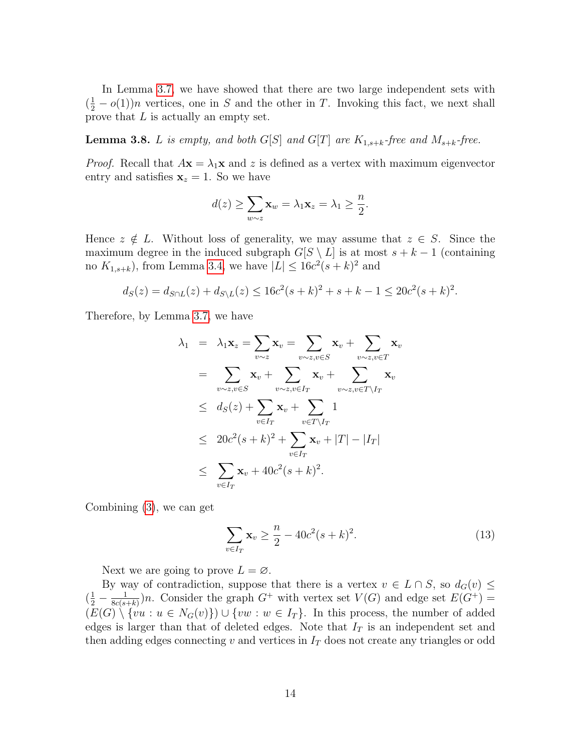In Lemma 3.7, we have showed that there are two large independent sets with $(\frac{1}{2} - o(1))n$ vertices, one in $S$ and the other in $T$. Invoking this fact, we next shall prove that $L$ is actually an empty set.

**Lemma 3.8.** *$L$ is empty, and both $G[S]$ and $G[T]$ are $K_{1,s+k}$-free and $M_{s+k}$-free.*

*Proof.* Recall that $A\mathbf{x} = \lambda_1 \mathbf{x}$ and $z$ is defined as a vertex with maximum eigenvector entry and satisfies $\mathbf{x}_z = 1$. So we have

$$d(z) \geq \sum_{w \sim z} \mathbf{x}_w = \lambda_1 \mathbf{x}_z = \lambda_1 \geq \frac{n}{2}.$$

Hence $z \notin L$. Without loss of generality, we may assume that $z \in S$. Since the maximum degree in the induced subgraph $G[S \setminus L]$ is at most $s + k - 1$ (containing no $K_{1,s+k}$), from Lemma 3.4, we have $|L| \leq 16c^2(s+k)^2$ and

$$d_S(z) = d_{S \cap L}(z) + d_{S \setminus L}(z) \leq 16c^2(s+k)^2 + s + k - 1 \leq 20c^2(s+k)^2.$$

Therefore, by Lemma 3.7, we have

$$\begin{aligned}
\lambda_1 &= \lambda_1 \mathbf{x}_z = \sum_{v \sim z} \mathbf{x}_v = \sum_{v \sim z, v \in S} \mathbf{x}_v + \sum_{v \sim z, v \in T} \mathbf{x}_v \\
&= \sum_{v \sim z, v \in S} \mathbf{x}_v + \sum_{v \sim z, v \in I_T} \mathbf{x}_v + \sum_{v \sim z, v \in T \setminus I_T} \mathbf{x}_v \\
&\leq d_S(z) + \sum_{v \in I_T} \mathbf{x}_v + \sum_{v \in T \setminus I_T} 1 \\
&\leq 20c^2(s+k)^2 + \sum_{v \in I_T} \mathbf{x}_v + |T| - |I_T| \\
&\leq \sum_{v \in I_T} \mathbf{x}_v + 40c^2(s+k)^2.
\end{aligned}$$

Combining (3), we can get

$$\sum_{v \in I_T} \mathbf{x}_v \geq \frac{n}{2} - 40c^2(s+k)^2. \tag{13}$$

Next we are going to prove $L = \varnothing$.

By way of contradiction, suppose that there is a vertex $v \in L \cap S$, so $d_G(v) \leq (\frac{1}{2} - \frac{1}{8c(s+k)})n$. Consider the graph $G^+$ with vertex set $V(G)$ and edge set $E(G^+) = (E(G) \setminus \{vu : u \in N_G(v)\}) \cup \{vw : w \in I_T\}$. In this process, the number of added edges is larger than that of deleted edges. Note that $I_T$ is an independent set and then adding edges connecting $v$ and vertices in $I_T$ does not create any triangles or odd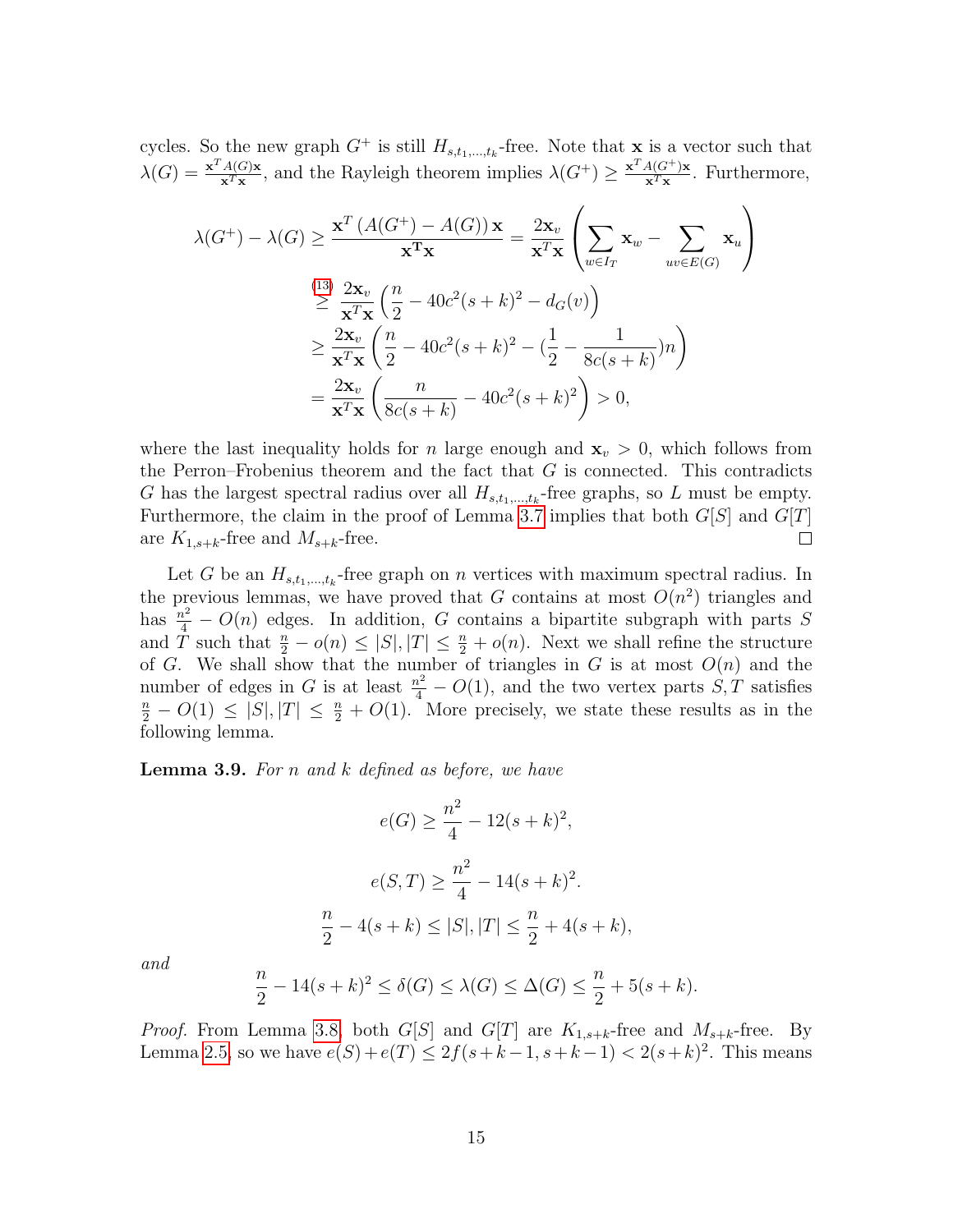cycles. So the new graph $G^+$ is still $H_{s,t_1,\ldots,t_k}$-free. Note that $\mathbf{x}$ is a vector such that $\lambda(G) = \frac{\mathbf{x}^T A(G)\mathbf{x}}{\mathbf{x}^T\mathbf{x}}$, and the Rayleigh theorem implies $\lambda(G^+) \geq \frac{\mathbf{x}^T A(G^+)\mathbf{x}}{\mathbf{x}^T\mathbf{x}}$. Furthermore,

$$
\begin{aligned}
\lambda(G^+) - \lambda(G) &\geq \frac{\mathbf{x}^T\left(A(G^+) - A(G)\right)\mathbf{x}}{\mathbf{x}^{\mathbf{T}}\mathbf{x}} = \frac{2\mathbf{x}_v}{\mathbf{x}^T\mathbf{x}}\left(\sum_{w\in I_T}\mathbf{x}_w - \sum_{uv\in E(G)}\mathbf{x}_u\right) \\
&\overset{(13)}{\geq} \frac{2\mathbf{x}_v}{\mathbf{x}^T\mathbf{x}}\left(\frac{n}{2} - 40c^2(s+k)^2 - d_G(v)\right) \\
&\geq \frac{2\mathbf{x}_v}{\mathbf{x}^T\mathbf{x}}\left(\frac{n}{2} - 40c^2(s+k)^2 - \left(\frac{1}{2} - \frac{1}{8c(s+k)}\right)n\right) \\
&= \frac{2\mathbf{x}_v}{\mathbf{x}^T\mathbf{x}}\left(\frac{n}{8c(s+k)} - 40c^2(s+k)^2\right) > 0,
\end{aligned}
$$

where the last inequality holds for $n$ large enough and $\mathbf{x}_v > 0$, which follows from the Perron–Frobenius theorem and the fact that $G$ is connected. This contradicts $G$ has the largest spectral radius over all $H_{s,t_1,\ldots,t_k}$-free graphs, so $L$ must be empty. Furthermore, the claim in the proof of Lemma 3.7 implies that both $G[S]$ and $G[T]$ are $K_{1,s+k}$-free and $M_{s+k}$-free. $\square$

Let $G$ be an $H_{s,t_1,\ldots,t_k}$-free graph on $n$ vertices with maximum spectral radius. In the previous lemmas, we have proved that $G$ contains at most $O(n^2)$ triangles and has $\frac{n^2}{4} - O(n)$ edges. In addition, $G$ contains a bipartite subgraph with parts $S$ and $T$ such that $\frac{n}{2} - o(n) \leq |S|, |T| \leq \frac{n}{2} + o(n)$. Next we shall refine the structure of $G$. We shall show that the number of triangles in $G$ is at most $O(n)$ and the number of edges in $G$ is at least $\frac{n^2}{4} - O(1)$, and the two vertex parts $S, T$ satisfies $\frac{n}{2} - O(1) \leq |S|, |T| \leq \frac{n}{2} + O(1)$. More precisely, we state these results as in the following lemma.

**Lemma 3.9.** *For $n$ and $k$ defined as before, we have*

$$e(G) \geq \frac{n^2}{4} - 12(s+k)^2,$$

$$e(S,T) \geq \frac{n^2}{4} - 14(s+k)^2.$$

$$\frac{n}{2} - 4(s+k) \leq |S|, |T| \leq \frac{n}{2} + 4(s+k),$$

*and*

$$\frac{n}{2} - 14(s+k)^2 \leq \delta(G) \leq \lambda(G) \leq \Delta(G) \leq \frac{n}{2} + 5(s+k).$$

*Proof.* From Lemma 3.8, both $G[S]$ and $G[T]$ are $K_{1,s+k}$-free and $M_{s+k}$-free. By Lemma 2.5, so we have $e(S) + e(T) \leq 2f(s+k-1, s+k-1) < 2(s+k)^2$. This means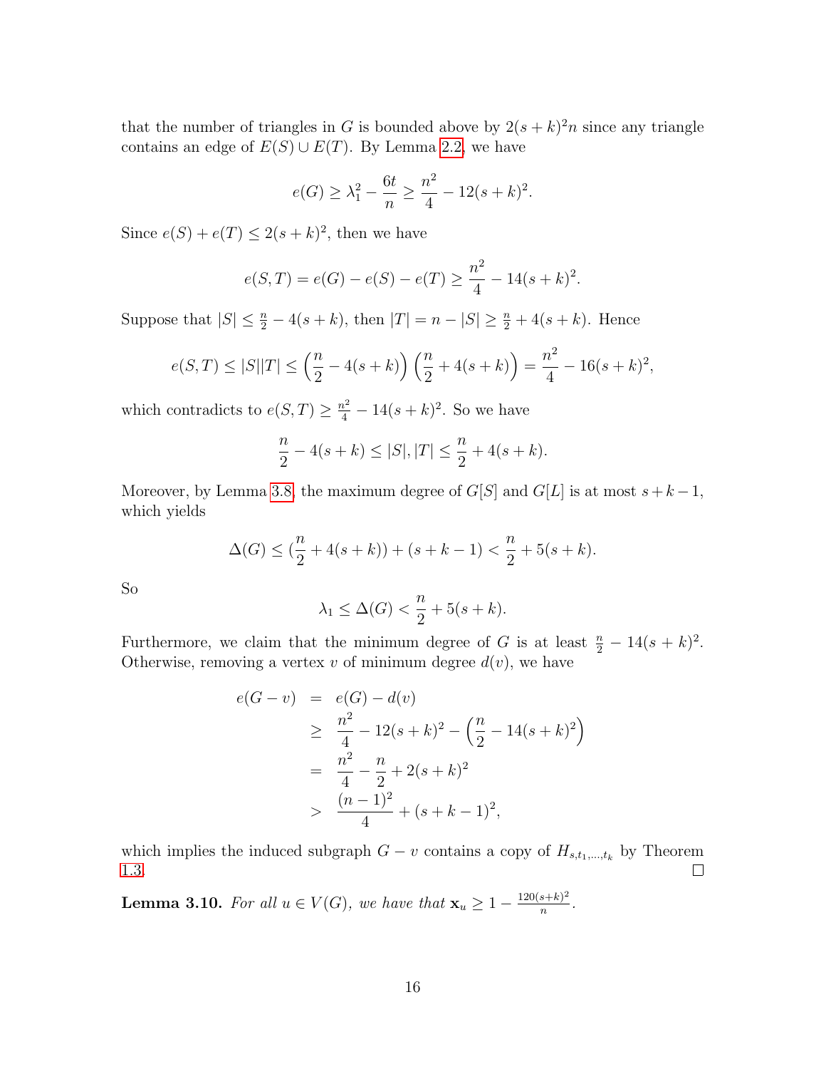that the number of triangles in $G$ is bounded above by $2(s+k)^2n$ since any triangle contains an edge of $E(S) \cup E(T)$. By Lemma 2.2, we have

$$e(G) \geq \lambda_1^2 - \frac{6t}{n} \geq \frac{n^2}{4} - 12(s+k)^2.$$

Since $e(S) + e(T) \leq 2(s+k)^2$, then we have

$$e(S,T) = e(G) - e(S) - e(T) \geq \frac{n^2}{4} - 14(s+k)^2.$$

Suppose that $|S| \leq \frac{n}{2} - 4(s+k)$, then $|T| = n - |S| \geq \frac{n}{2} + 4(s+k)$. Hence

$$e(S,T) \leq |S||T| \leq \left(\frac{n}{2} - 4(s+k)\right)\left(\frac{n}{2} + 4(s+k)\right) = \frac{n^2}{4} - 16(s+k)^2,$$

which contradicts to $e(S,T) \geq \frac{n^2}{4} - 14(s+k)^2$. So we have

$$\frac{n}{2} - 4(s+k) \leq |S|, |T| \leq \frac{n}{2} + 4(s+k).$$

Moreover, by Lemma 3.8, the maximum degree of $G[S]$ and $G[L]$ is at most $s+k-1$, which yields

$$\Delta(G) \leq (\frac{n}{2} + 4(s+k)) + (s+k-1) < \frac{n}{2} + 5(s+k).$$

So

$$\lambda_1 \leq \Delta(G) < \frac{n}{2} + 5(s+k).$$

Furthermore, we claim that the minimum degree of $G$ is at least $\frac{n}{2} - 14(s+k)^2$. Otherwise, removing a vertex $v$ of minimum degree $d(v)$, we have

$$\begin{aligned}
e(G-v) &= e(G) - d(v) \\
&\geq \frac{n^2}{4} - 12(s+k)^2 - \left(\frac{n}{2} - 14(s+k)^2\right) \\
&= \frac{n^2}{4} - \frac{n}{2} + 2(s+k)^2 \\
&> \frac{(n-1)^2}{4} + (s+k-1)^2,
\end{aligned}$$

which implies the induced subgraph $G - v$ contains a copy of $H_{s,t_1,\ldots,t_k}$ by Theorem 1.3. $\square$

**Lemma 3.10.** *For all $u \in V(G)$, we have that $\mathbf{x}_u \geq 1 - \frac{120(s+k)^2}{n}$.*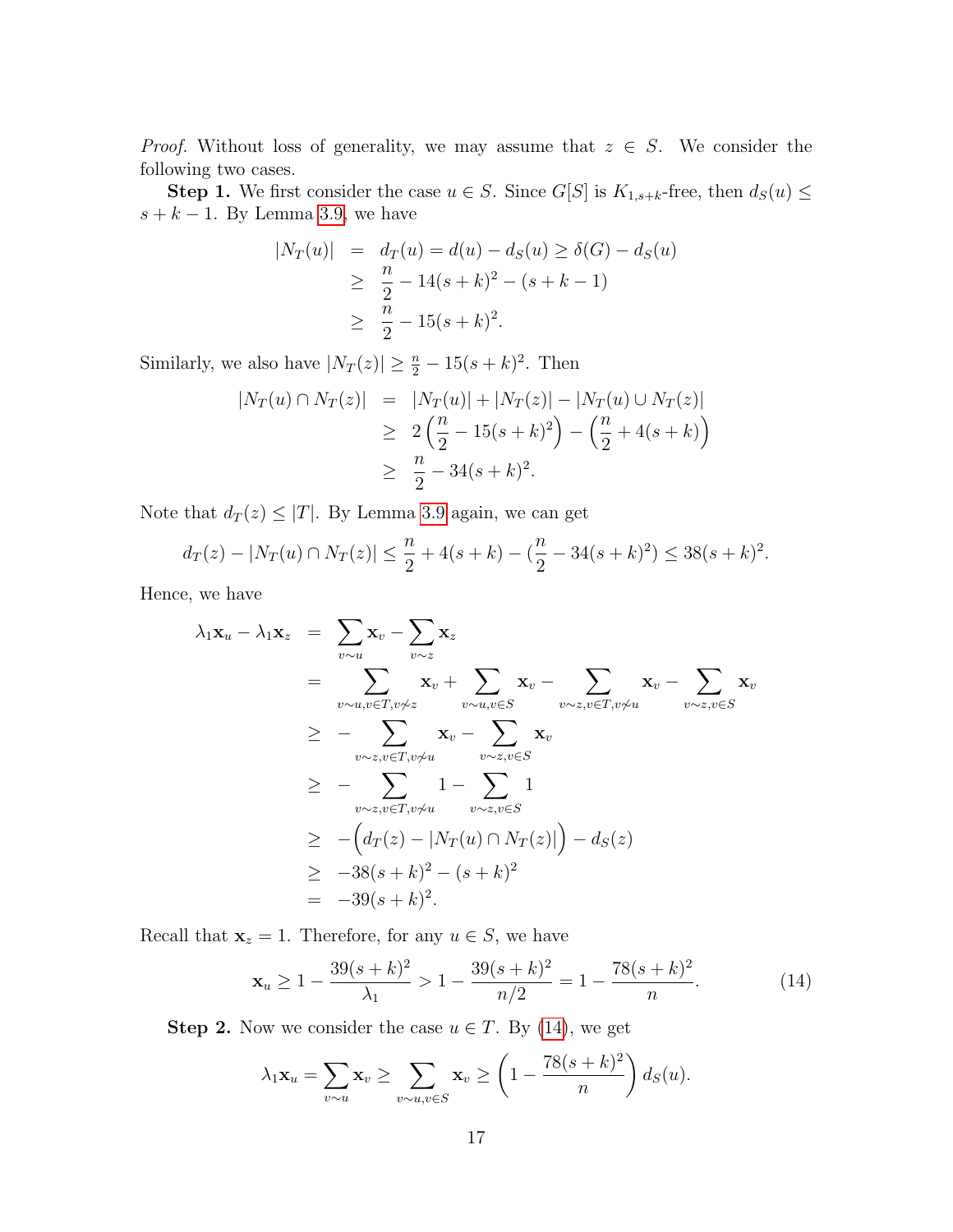*Proof.* Without loss of generality, we may assume that $z \in S$. We consider the following two cases.

**Step 1.** We first consider the case $u \in S$. Since $G[S]$ is $K_{1,s+k}$-free, then $d_S(u) \le s+k-1$. By Lemma 3.9, we have

$$\begin{aligned}
|N_T(u)| &= d_T(u) = d(u) - d_S(u) \ge \delta(G) - d_S(u) \\
&\ge \frac{n}{2} - 14(s+k)^2 - (s+k-1) \\
&\ge \frac{n}{2} - 15(s+k)^2.
\end{aligned}$$

Similarly, we also have $|N_T(z)| \ge \frac{n}{2} - 15(s+k)^2$. Then

$$\begin{aligned}
|N_T(u) \cap N_T(z)| &= |N_T(u)| + |N_T(z)| - |N_T(u) \cup N_T(z)| \\
&\ge 2\left(\frac{n}{2} - 15(s+k)^2\right) - \left(\frac{n}{2} + 4(s+k)\right) \\
&\ge \frac{n}{2} - 34(s+k)^2.
\end{aligned}$$

Note that $d_T(z) \le |T|$. By Lemma 3.9 again, we can get

$$d_T(z) - |N_T(u) \cap N_T(z)| \le \frac{n}{2} + 4(s+k) - \left(\frac{n}{2} - 34(s+k)^2\right) \le 38(s+k)^2.$$

Hence, we have

$$\begin{aligned}
\lambda_1 \mathbf{x}_u - \lambda_1 \mathbf{x}_z &= \sum_{v \sim u} \mathbf{x}_v - \sum_{v \sim z} \mathbf{x}_z \\
&= \sum_{v \sim u, v \in T, v \nsim z} \mathbf{x}_v + \sum_{v \sim u, v \in S} \mathbf{x}_v - \sum_{v \sim z, v \in T, v \nsim u} \mathbf{x}_v - \sum_{v \sim z, v \in S} \mathbf{x}_v \\
&\ge -\sum_{v \sim z, v \in T, v \nsim u} \mathbf{x}_v - \sum_{v \sim z, v \in S} \mathbf{x}_v \\
&\ge -\sum_{v \sim z, v \in T, v \nsim u} 1 - \sum_{v \sim z, v \in S} 1 \\
&\ge -\Big(d_T(z) - |N_T(u) \cap N_T(z)|\Big) - d_S(z) \\
&\ge -38(s+k)^2 - (s+k)^2 \\
&= -39(s+k)^2.
\end{aligned}$$

Recall that $\mathbf{x}_z = 1$. Therefore, for any $u \in S$, we have

$$\mathbf{x}_u \ge 1 - \frac{39(s+k)^2}{\lambda_1} > 1 - \frac{39(s+k)^2}{n/2} = 1 - \frac{78(s+k)^2}{n}. \tag{14}$$

**Step 2.** Now we consider the case $u \in T$. By (14), we get

$$\lambda_1 \mathbf{x}_u = \sum_{v \sim u} \mathbf{x}_v \ge \sum_{v \sim u, v \in S} \mathbf{x}_v \ge \left(1 - \frac{78(s+k)^2}{n}\right) d_S(u).$$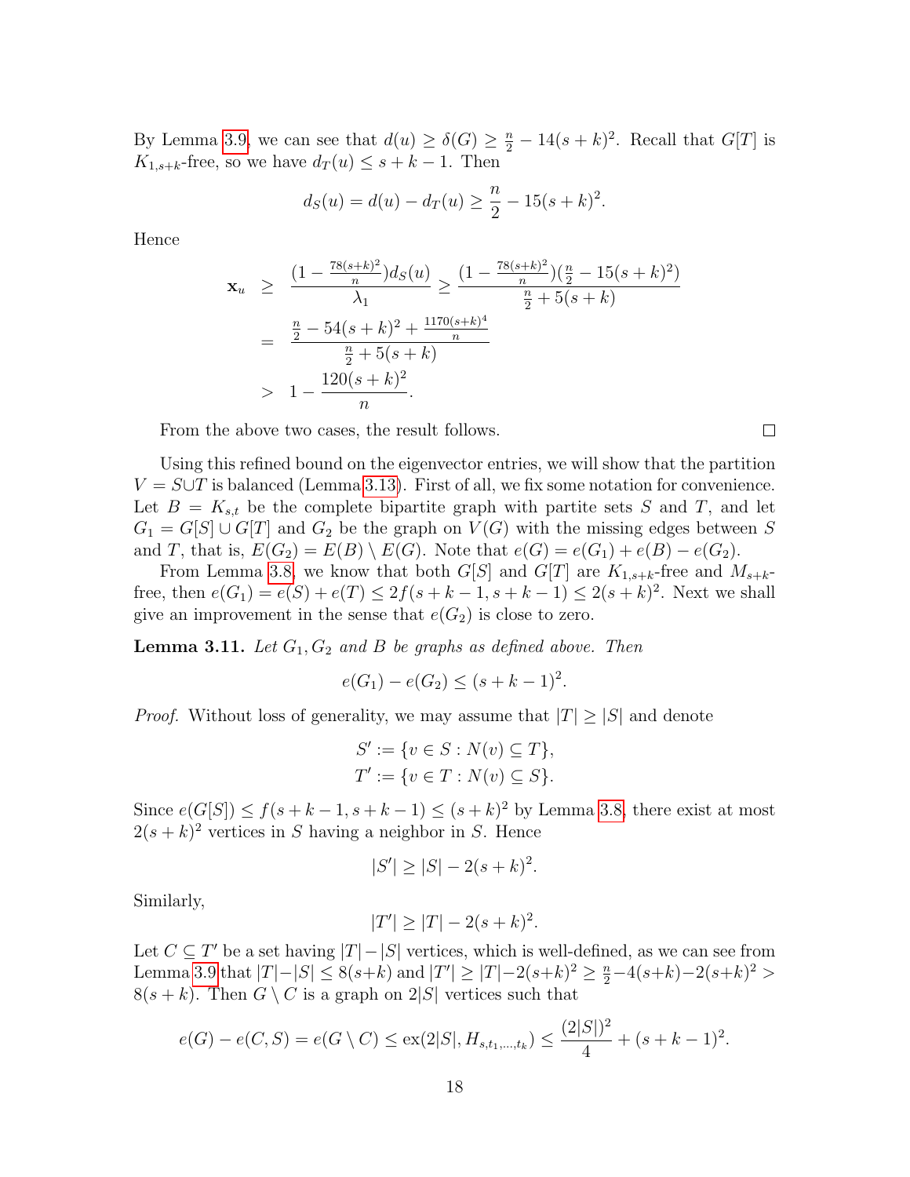By Lemma 3.9, we can see that $d(u) \geq \delta(G) \geq \frac{n}{2} - 14(s+k)^2$. Recall that $G[T]$ is $K_{1,s+k}$-free, so we have $d_T(u) \leq s+k-1$. Then

$$d_S(u) = d(u) - d_T(u) \geq \frac{n}{2} - 15(s+k)^2.$$

Hence

$$\begin{aligned}
\mathbf{x}_u &\geq \frac{(1 - \frac{78(s+k)^2}{n}) d_S(u)}{\lambda_1} \geq \frac{(1 - \frac{78(s+k)^2}{n})(\frac{n}{2} - 15(s+k)^2)}{\frac{n}{2} + 5(s+k)} \\
&= \frac{\frac{n}{2} - 54(s+k)^2 + \frac{1170(s+k)^4}{n}}{\frac{n}{2} + 5(s+k)} \\
&> 1 - \frac{120(s+k)^2}{n}.
\end{aligned}$$

From the above two cases, the result follows. $\square$

Using this refined bound on the eigenvector entries, we will show that the partition $V = S \cup T$ is balanced (Lemma 3.13). First of all, we fix some notation for convenience. Let $B = K_{s,t}$ be the complete bipartite graph with partite sets $S$ and $T$, and let $G_1 = G[S] \cup G[T]$ and $G_2$ be the graph on $V(G)$ with the missing edges between $S$ and $T$, that is, $E(G_2) = E(B) \setminus E(G)$. Note that $e(G) = e(G_1) + e(B) - e(G_2)$.

From Lemma 3.8, we know that both $G[S]$ and $G[T]$ are $K_{1,s+k}$-free and $M_{s+k}$-free, then $e(G_1) = e(S) + e(T) \leq 2f(s+k-1, s+k-1) \leq 2(s+k)^2$. Next we shall give an improvement in the sense that $e(G_2)$ is close to zero.

**Lemma 3.11.** *Let $G_1, G_2$ and $B$ be graphs as defined above. Then*

$$e(G_1) - e(G_2) \leq (s+k-1)^2.$$

*Proof.* Without loss of generality, we may assume that $|T| \geq |S|$ and denote

$$S' := \{v \in S : N(v) \subseteq T\},$$
$$T' := \{v \in T : N(v) \subseteq S\}.$$

Since $e(G[S]) \leq f(s+k-1, s+k-1) \leq (s+k)^2$ by Lemma 3.8, there exist at most $2(s+k)^2$ vertices in $S$ having a neighbor in $S$. Hence

$$|S'| \geq |S| - 2(s+k)^2.$$

Similarly,

$$|T'| \geq |T| - 2(s+k)^2.$$

Let $C \subseteq T'$ be a set having $|T| - |S|$ vertices, which is well-defined, as we can see from Lemma 3.9 that $|T| - |S| \leq 8(s+k)$ and $|T'| \geq |T| - 2(s+k)^2 \geq \frac{n}{2} - 4(s+k) - 2(s+k)^2 > 8(s+k)$. Then $G \setminus C$ is a graph on $2|S|$ vertices such that

$$e(G) - e(C, S) = e(G \setminus C) \leq \mathrm{ex}(2|S|, H_{s,t_1,\ldots,t_k}) \leq \frac{(2|S|)^2}{4} + (s+k-1)^2.$$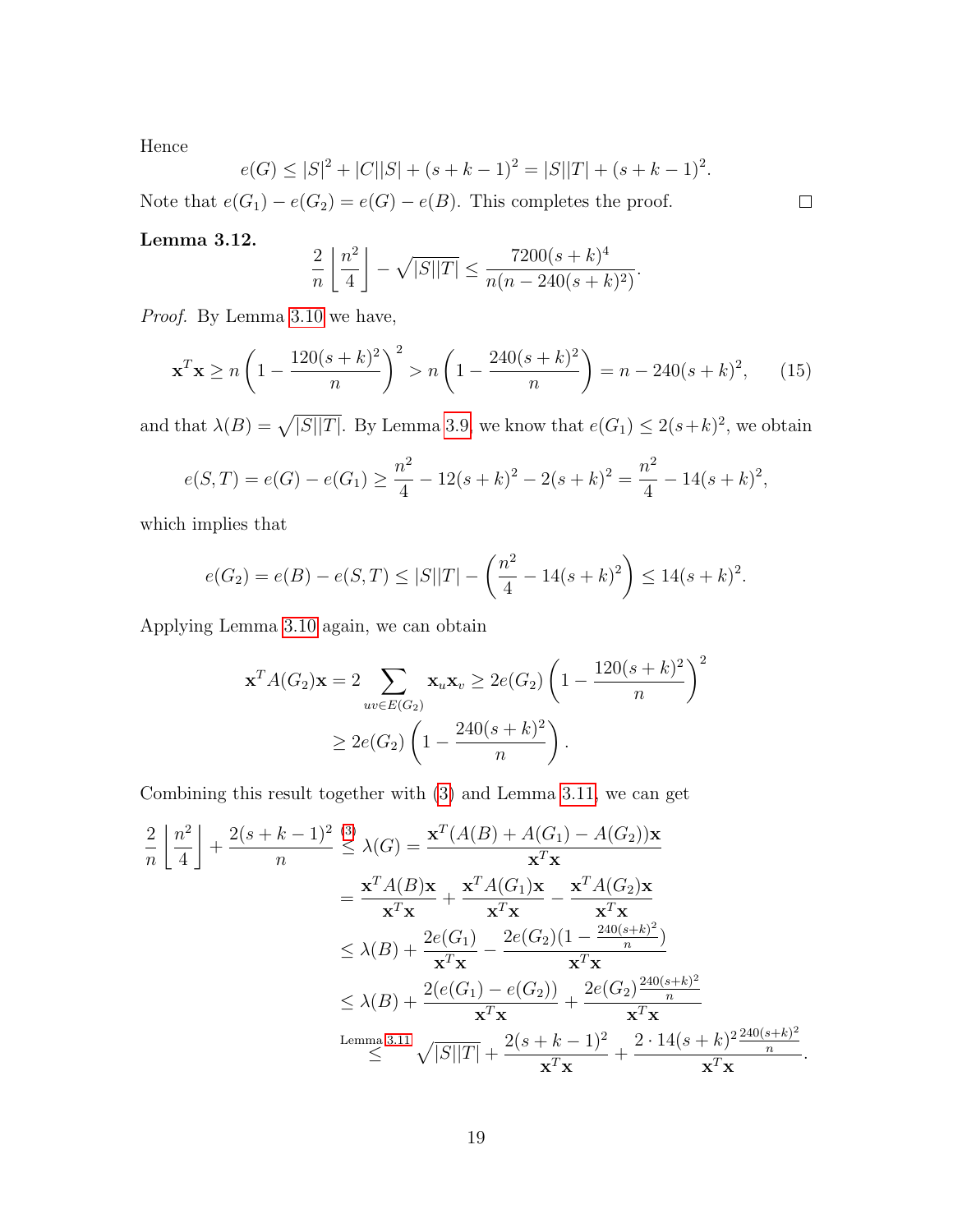Hence

$$e(G) \le |S|^2 + |C||S| + (s+k-1)^2 = |S||T| + (s+k-1)^2.$$

Note that $e(G_1) - e(G_2) = e(G) - e(B)$. This completes the proof. $\square$

**Lemma 3.12.**

$$\frac{2}{n}\left\lfloor \frac{n^2}{4} \right\rfloor - \sqrt{|S||T|} \le \frac{7200(s+k)^4}{n(n-240(s+k)^2)}.$$

*Proof.* By Lemma 3.10 we have,

$$\mathbf{x}^T\mathbf{x} \ge n\left(1 - \frac{120(s+k)^2}{n}\right)^2 > n\left(1 - \frac{240(s+k)^2}{n}\right) = n - 240(s+k)^2, \tag{15}$$

and that $\lambda(B) = \sqrt{|S||T|}$. By Lemma 3.9, we know that $e(G_1) \le 2(s+k)^2$, we obtain

$$e(S,T) = e(G) - e(G_1) \ge \frac{n^2}{4} - 12(s+k)^2 - 2(s+k)^2 = \frac{n^2}{4} - 14(s+k)^2,$$

which implies that

$$e(G_2) = e(B) - e(S,T) \le |S||T| - \left(\frac{n^2}{4} - 14(s+k)^2\right) \le 14(s+k)^2.$$

Applying Lemma 3.10 again, we can obtain

$$\begin{aligned}
\mathbf{x}^T A(G_2)\mathbf{x} = 2\sum_{uv\in E(G_2)} \mathbf{x}_u\mathbf{x}_v &\ge 2e(G_2)\left(1 - \frac{120(s+k)^2}{n}\right)^2 \\
&\ge 2e(G_2)\left(1 - \frac{240(s+k)^2}{n}\right).
\end{aligned}$$

Combining this result together with (3) and Lemma 3.11, we can get

$$\begin{aligned}
\frac{2}{n}\left\lfloor \frac{n^2}{4} \right\rfloor + \frac{2(s+k-1)^2}{n} \overset{(3)}{\le} \lambda(G) &= \frac{\mathbf{x}^T(A(B) + A(G_1) - A(G_2))\mathbf{x}}{\mathbf{x}^T\mathbf{x}} \\
&= \frac{\mathbf{x}^T A(B)\mathbf{x}}{\mathbf{x}^T\mathbf{x}} + \frac{\mathbf{x}^T A(G_1)\mathbf{x}}{\mathbf{x}^T\mathbf{x}} - \frac{\mathbf{x}^T A(G_2)\mathbf{x}}{\mathbf{x}^T\mathbf{x}} \\
&\le \lambda(B) + \frac{2e(G_1)}{\mathbf{x}^T\mathbf{x}} - \frac{2e(G_2)(1 - \frac{240(s+k)^2}{n})}{\mathbf{x}^T\mathbf{x}} \\
&\le \lambda(B) + \frac{2(e(G_1) - e(G_2))}{\mathbf{x}^T\mathbf{x}} + \frac{2e(G_2)\frac{240(s+k)^2}{n}}{\mathbf{x}^T\mathbf{x}} \\
&\overset{\text{Lemma 3.11}}{\le} \sqrt{|S||T|} + \frac{2(s+k-1)^2}{\mathbf{x}^T\mathbf{x}} + \frac{2\cdot 14(s+k)^2\frac{240(s+k)^2}{n}}{\mathbf{x}^T\mathbf{x}}.
\end{aligned}$$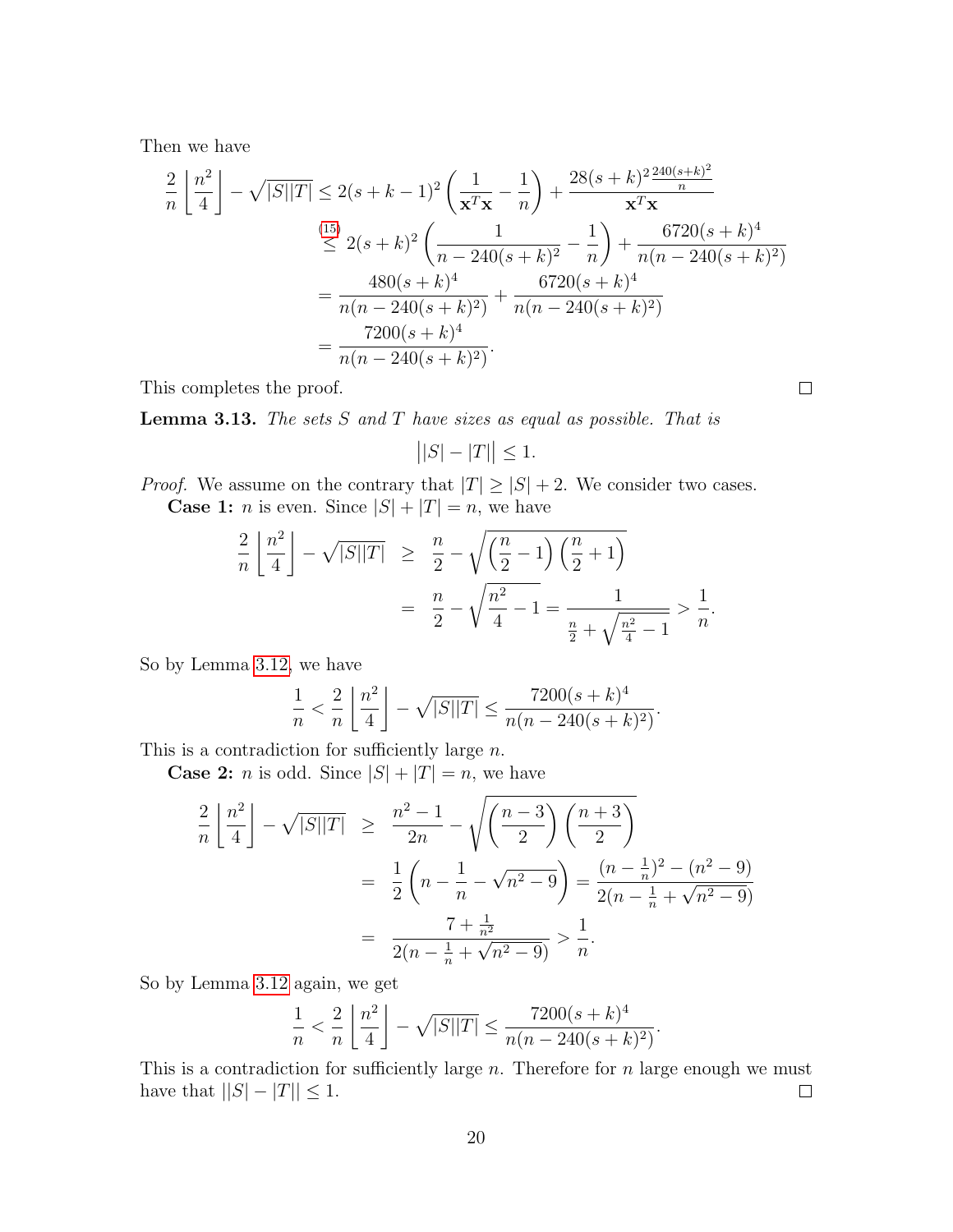Then we have

$$
\begin{aligned}
\frac{2}{n}\left\lfloor \frac{n^2}{4}\right\rfloor - \sqrt{|S||T|} &\leq 2(s+k-1)^2\left(\frac{1}{\mathbf{x}^T\mathbf{x}} - \frac{1}{n}\right) + \frac{28(s+k)^2\frac{240(s+k)^2}{n}}{\mathbf{x}^T\mathbf{x}} \\
&\overset{(15)}{\leq} 2(s+k)^2\left(\frac{1}{n-240(s+k)^2} - \frac{1}{n}\right) + \frac{6720(s+k)^4}{n(n-240(s+k)^2)} \\
&= \frac{480(s+k)^4}{n(n-240(s+k)^2)} + \frac{6720(s+k)^4}{n(n-240(s+k)^2)} \\
&= \frac{7200(s+k)^4}{n(n-240(s+k)^2)}.
\end{aligned}
$$

This completes the proof. □

**Lemma 3.13.** *The sets $S$ and $T$ have sizes as equal as possible. That is*

$$\big||S| - |T|\big| \leq 1.$$

*Proof.* We assume on the contrary that $|T| \geq |S| + 2$. We consider two cases.

**Case 1:** $n$ is even. Since $|S| + |T| = n$, we have

$$
\begin{aligned}
\frac{2}{n}\left\lfloor \frac{n^2}{4}\right\rfloor - \sqrt{|S||T|} &\geq \frac{n}{2} - \sqrt{\left(\frac{n}{2}-1\right)\left(\frac{n}{2}+1\right)} \\
&= \frac{n}{2} - \sqrt{\frac{n^2}{4} - 1} = \frac{1}{\frac{n}{2} + \sqrt{\frac{n^2}{4}-1}} > \frac{1}{n}.
\end{aligned}
$$

So by Lemma 3.12, we have

$$\frac{1}{n} < \frac{2}{n}\left\lfloor \frac{n^2}{4}\right\rfloor - \sqrt{|S||T|} \leq \frac{7200(s+k)^4}{n(n-240(s+k)^2)}.$$

This is a contradiction for sufficiently large $n$.

**Case 2:** $n$ is odd. Since $|S| + |T| = n$, we have

$$
\begin{aligned}
\frac{2}{n}\left\lfloor \frac{n^2}{4}\right\rfloor - \sqrt{|S||T|} &\geq \frac{n^2-1}{2n} - \sqrt{\left(\frac{n-3}{2}\right)\left(\frac{n+3}{2}\right)} \\
&= \frac{1}{2}\left(n - \frac{1}{n} - \sqrt{n^2-9}\right) = \frac{(n-\frac{1}{n})^2 - (n^2-9)}{2(n-\frac{1}{n}+\sqrt{n^2-9})} \\
&= \frac{7+\frac{1}{n^2}}{2(n-\frac{1}{n}+\sqrt{n^2-9})} > \frac{1}{n}.
\end{aligned}
$$

So by Lemma 3.12 again, we get

$$\frac{1}{n} < \frac{2}{n}\left\lfloor \frac{n^2}{4}\right\rfloor - \sqrt{|S||T|} \leq \frac{7200(s+k)^4}{n(n-240(s+k)^2)}.$$

This is a contradiction for sufficiently large $n$. Therefore for $n$ large enough we must have that $||S| - |T|| \leq 1$. □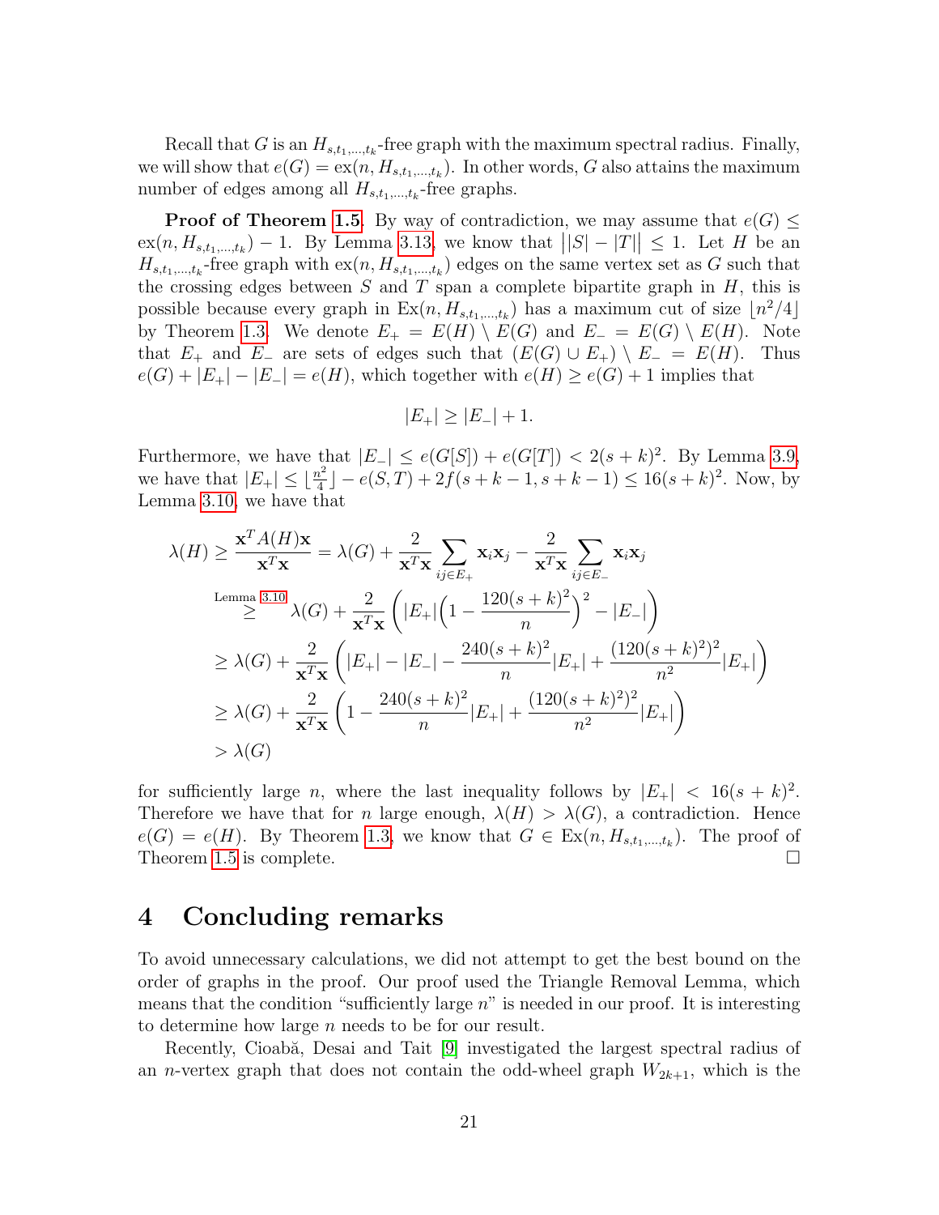Recall that $G$ is an $H_{s,t_1,\ldots,t_k}$-free graph with the maximum spectral radius. Finally, we will show that $e(G) = \mathrm{ex}(n, H_{s,t_1,\ldots,t_k})$. In other words, $G$ also attains the maximum number of edges among all $H_{s,t_1,\ldots,t_k}$-free graphs.

**Proof of Theorem 1.5.** By way of contradiction, we may assume that $e(G) \leq \mathrm{ex}(n, H_{s,t_1,\ldots,t_k}) - 1$. By Lemma 3.13, we know that $\big||S| - |T|\big| \leq 1$. Let $H$ be an $H_{s,t_1,\ldots,t_k}$-free graph with $\mathrm{ex}(n, H_{s,t_1,\ldots,t_k})$ edges on the same vertex set as $G$ such that the crossing edges between $S$ and $T$ span a complete bipartite graph in $H$, this is possible because every graph in $\mathrm{Ex}(n, H_{s,t_1,\ldots,t_k})$ has a maximum cut of size $\lfloor n^2/4 \rfloor$ by Theorem 1.3. We denote $E_+ = E(H) \setminus E(G)$ and $E_- = E(G) \setminus E(H)$. Note that $E_+$ and $E_-$ are sets of edges such that $(E(G) \cup E_+) \setminus E_- = E(H)$. Thus $e(G) + |E_+| - |E_-| = e(H)$, which together with $e(H) \geq e(G) + 1$ implies that

$$|E_+| \geq |E_-| + 1.$$

Furthermore, we have that $|E_-| \leq e(G[S]) + e(G[T]) < 2(s+k)^2$. By Lemma 3.9, we have that $|E_+| \leq \lfloor \frac{n^2}{4} \rfloor - e(S,T) + 2f(s+k-1, s+k-1) \leq 16(s+k)^2$. Now, by Lemma 3.10, we have that

$$\begin{aligned}
\lambda(H) \geq \frac{\mathbf{x}^T A(H)\mathbf{x}}{\mathbf{x}^T\mathbf{x}} &= \lambda(G) + \frac{2}{\mathbf{x}^T\mathbf{x}} \sum_{ij \in E_+} \mathbf{x}_i\mathbf{x}_j - \frac{2}{\mathbf{x}^T\mathbf{x}} \sum_{ij \in E_-} \mathbf{x}_i\mathbf{x}_j \\
&\overset{\text{Lemma 3.10}}{\geq} \lambda(G) + \frac{2}{\mathbf{x}^T\mathbf{x}} \left( |E_+| \Big(1 - \frac{120(s+k)^2}{n}\Big)^2 - |E_-| \right) \\
&\geq \lambda(G) + \frac{2}{\mathbf{x}^T\mathbf{x}} \left( |E_+| - |E_-| - \frac{240(s+k)^2}{n}|E_+| + \frac{(120(s+k)^2)^2}{n^2}|E_+| \right) \\
&\geq \lambda(G) + \frac{2}{\mathbf{x}^T\mathbf{x}} \left( 1 - \frac{240(s+k)^2}{n}|E_+| + \frac{(120(s+k)^2)^2}{n^2}|E_+| \right) \\
&> \lambda(G)
\end{aligned}$$

for sufficiently large $n$, where the last inequality follows by $|E_+| < 16(s+k)^2$. Therefore we have that for $n$ large enough, $\lambda(H) > \lambda(G)$, a contradiction. Hence $e(G) = e(H)$. By Theorem 1.3, we know that $G \in \mathrm{Ex}(n, H_{s,t_1,\ldots,t_k})$. The proof of Theorem 1.5 is complete. □

# 4 Concluding remarks

To avoid unnecessary calculations, we did not attempt to get the best bound on the order of graphs in the proof. Our proof used the Triangle Removal Lemma, which means that the condition "sufficiently large $n$" is needed in our proof. It is interesting to determine how large $n$ needs to be for our result.

Recently, Cioabă, Desai and Tait [9] investigated the largest spectral radius of an $n$-vertex graph that does not contain the odd-wheel graph $W_{2k+1}$, which is the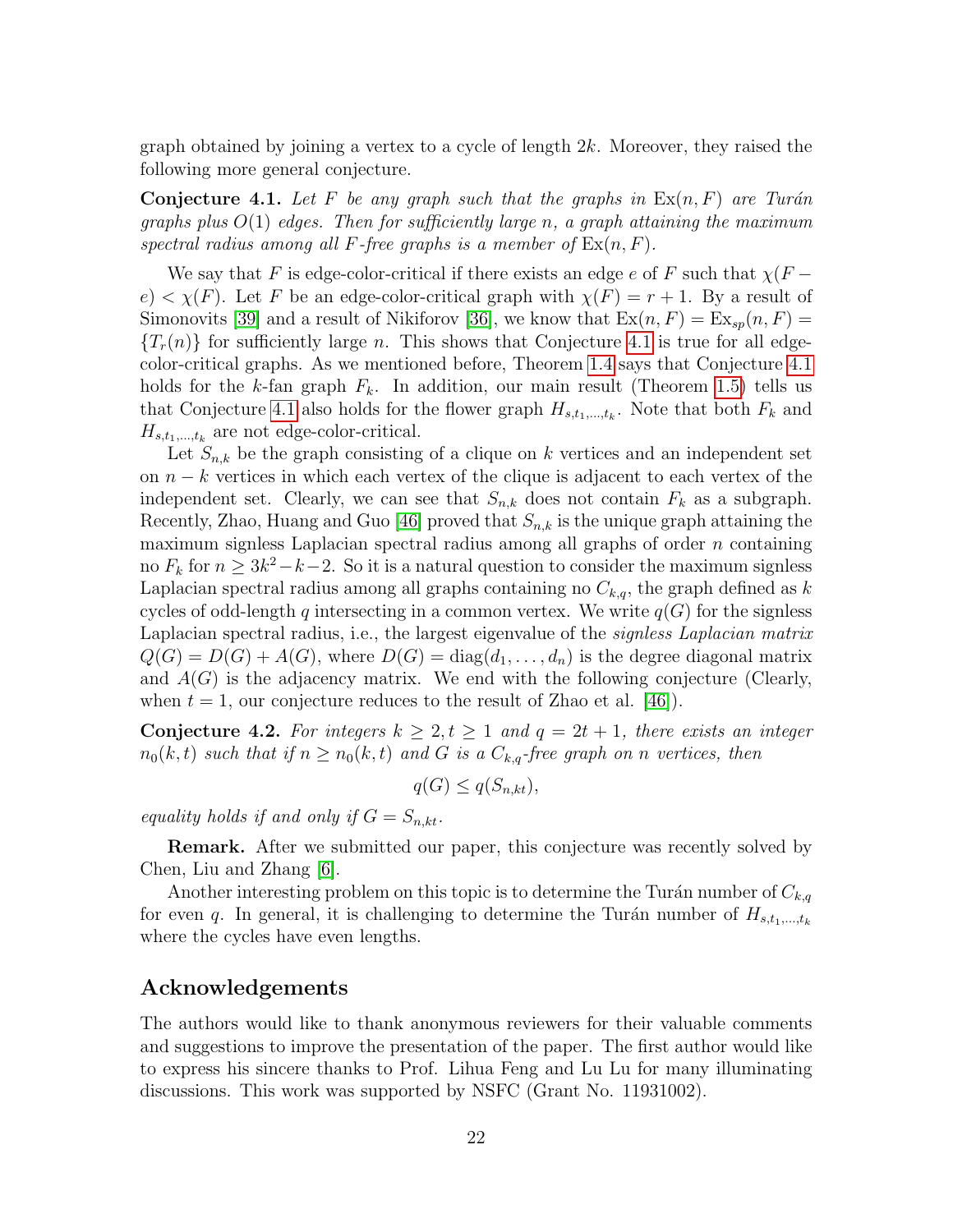graph obtained by joining a vertex to a cycle of length $2k$. Moreover, they raised the following more general conjecture.

**Conjecture 4.1.** *Let $F$ be any graph such that the graphs in $\mathrm{Ex}(n, F)$ are Turán graphs plus $O(1)$ edges. Then for sufficiently large $n$, a graph attaining the maximum spectral radius among all $F$-free graphs is a member of $\mathrm{Ex}(n, F)$.*

We say that $F$ is edge-color-critical if there exists an edge $e$ of $F$ such that $\chi(F - e) < \chi(F)$. Let $F$ be an edge-color-critical graph with $\chi(F) = r + 1$. By a result of Simonovits [39] and a result of Nikiforov [36], we know that $\mathrm{Ex}(n, F) = \mathrm{Ex}_{sp}(n, F) = \{T_r(n)\}$ for sufficiently large $n$. This shows that Conjecture 4.1 is true for all edge-color-critical graphs. As we mentioned before, Theorem 1.4 says that Conjecture 4.1 holds for the $k$-fan graph $F_k$. In addition, our main result (Theorem 1.5) tells us that Conjecture 4.1 also holds for the flower graph $H_{s,t_1,\ldots,t_k}$. Note that both $F_k$ and $H_{s,t_1,\ldots,t_k}$ are not edge-color-critical.

Let $S_{n,k}$ be the graph consisting of a clique on $k$ vertices and an independent set on $n - k$ vertices in which each vertex of the clique is adjacent to each vertex of the independent set. Clearly, we can see that $S_{n,k}$ does not contain $F_k$ as a subgraph. Recently, Zhao, Huang and Guo [46] proved that $S_{n,k}$ is the unique graph attaining the maximum signless Laplacian spectral radius among all graphs of order $n$ containing no $F_k$ for $n \geq 3k^2 - k - 2$. So it is a natural question to consider the maximum signless Laplacian spectral radius among all graphs containing no $C_{k,q}$, the graph defined as $k$ cycles of odd-length $q$ intersecting in a common vertex. We write $q(G)$ for the signless Laplacian spectral radius, i.e., the largest eigenvalue of the *signless Laplacian matrix* $Q(G) = D(G) + A(G)$, where $D(G) = \mathrm{diag}(d_1, \ldots, d_n)$ is the degree diagonal matrix and $A(G)$ is the adjacency matrix. We end with the following conjecture (Clearly, when $t = 1$, our conjecture reduces to the result of Zhao et al. [46]).

**Conjecture 4.2.** *For integers $k \geq 2, t \geq 1$ and $q = 2t + 1$, there exists an integer $n_0(k, t)$ such that if $n \geq n_0(k, t)$ and $G$ is a $C_{k,q}$-free graph on $n$ vertices, then*

$$q(G) \leq q(S_{n,kt}),$$

*equality holds if and only if $G = S_{n,kt}$.*

**Remark.** After we submitted our paper, this conjecture was recently solved by Chen, Liu and Zhang [6].

Another interesting problem on this topic is to determine the Turán number of $C_{k,q}$ for even $q$. In general, it is challenging to determine the Turán number of $H_{s,t_1,\ldots,t_k}$ where the cycles have even lengths.

## Acknowledgements

The authors would like to thank anonymous reviewers for their valuable comments and suggestions to improve the presentation of the paper. The first author would like to express his sincere thanks to Prof. Lihua Feng and Lu Lu for many illuminating discussions. This work was supported by NSFC (Grant No. 11931002).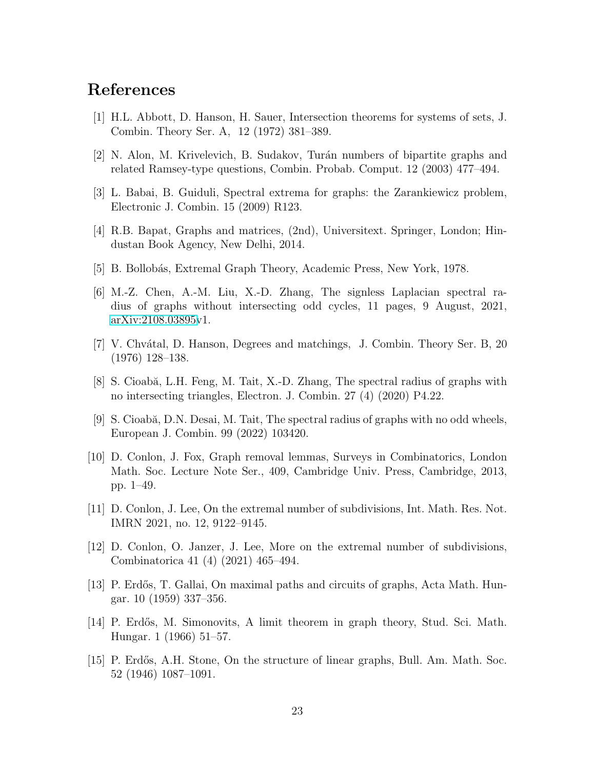# References

[1] H.L. Abbott, D. Hanson, H. Sauer, Intersection theorems for systems of sets, J. Combin. Theory Ser. A, 12 (1972) 381–389.

[2] N. Alon, M. Krivelevich, B. Sudakov, Turán numbers of bipartite graphs and related Ramsey-type questions, Combin. Probab. Comput. 12 (2003) 477–494.

[3] L. Babai, B. Guiduli, Spectral extrema for graphs: the Zarankiewicz problem, Electronic J. Combin. 15 (2009) R123.

[4] R.B. Bapat, Graphs and matrices, (2nd), Universitext. Springer, London; Hindustan Book Agency, New Delhi, 2014.

[5] B. Bollobás, Extremal Graph Theory, Academic Press, New York, 1978.

[6] M.-Z. Chen, A.-M. Liu, X.-D. Zhang, The signless Laplacian spectral radius of graphs without intersecting odd cycles, 11 pages, 9 August, 2021, arXiv:2108.03895v1.

[7] V. Chvátal, D. Hanson, Degrees and matchings, J. Combin. Theory Ser. B, 20 (1976) 128–138.

[8] S. Cioabă, L.H. Feng, M. Tait, X.-D. Zhang, The spectral radius of graphs with no intersecting triangles, Electron. J. Combin. 27 (4) (2020) P4.22.

[9] S. Cioabă, D.N. Desai, M. Tait, The spectral radius of graphs with no odd wheels, European J. Combin. 99 (2022) 103420.

[10] D. Conlon, J. Fox, Graph removal lemmas, Surveys in Combinatorics, London Math. Soc. Lecture Note Ser., 409, Cambridge Univ. Press, Cambridge, 2013, pp. 1–49.

[11] D. Conlon, J. Lee, On the extremal number of subdivisions, Int. Math. Res. Not. IMRN 2021, no. 12, 9122–9145.

[12] D. Conlon, O. Janzer, J. Lee, More on the extremal number of subdivisions, Combinatorica 41 (4) (2021) 465–494.

[13] P. Erdős, T. Gallai, On maximal paths and circuits of graphs, Acta Math. Hungar. 10 (1959) 337–356.

[14] P. Erdős, M. Simonovits, A limit theorem in graph theory, Stud. Sci. Math. Hungar. 1 (1966) 51–57.

[15] P. Erdős, A.H. Stone, On the structure of linear graphs, Bull. Am. Math. Soc. 52 (1946) 1087–1091.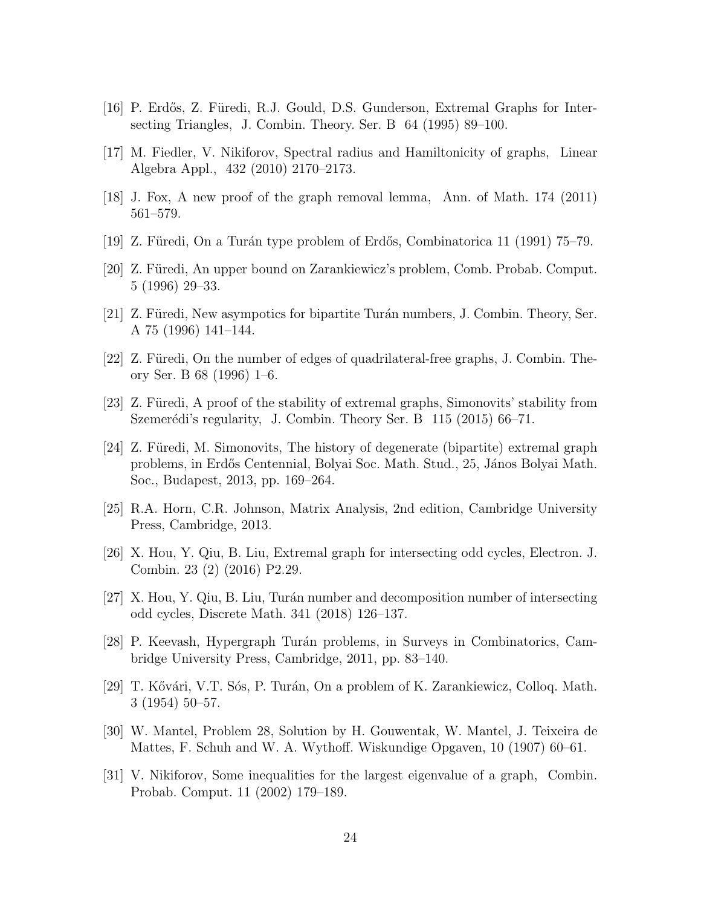[16] P. Erdős, Z. Füredi, R.J. Gould, D.S. Gunderson, Extremal Graphs for Intersecting Triangles, J. Combin. Theory. Ser. B 64 (1995) 89–100.

[17] M. Fiedler, V. Nikiforov, Spectral radius and Hamiltonicity of graphs, Linear Algebra Appl., 432 (2010) 2170–2173.

[18] J. Fox, A new proof of the graph removal lemma, Ann. of Math. 174 (2011) 561–579.

[19] Z. Füredi, On a Turán type problem of Erdős, Combinatorica 11 (1991) 75–79.

[20] Z. Füredi, An upper bound on Zarankiewicz's problem, Comb. Probab. Comput. 5 (1996) 29–33.

[21] Z. Füredi, New asympotics for bipartite Turán numbers, J. Combin. Theory, Ser. A 75 (1996) 141–144.

[22] Z. Füredi, On the number of edges of quadrilateral-free graphs, J. Combin. Theory Ser. B 68 (1996) 1–6.

[23] Z. Füredi, A proof of the stability of extremal graphs, Simonovits' stability from Szemerédi's regularity, J. Combin. Theory Ser. B 115 (2015) 66–71.

[24] Z. Füredi, M. Simonovits, The history of degenerate (bipartite) extremal graph problems, in Erdős Centennial, Bolyai Soc. Math. Stud., 25, János Bolyai Math. Soc., Budapest, 2013, pp. 169–264.

[25] R.A. Horn, C.R. Johnson, Matrix Analysis, 2nd edition, Cambridge University Press, Cambridge, 2013.

[26] X. Hou, Y. Qiu, B. Liu, Extremal graph for intersecting odd cycles, Electron. J. Combin. 23 (2) (2016) P2.29.

[27] X. Hou, Y. Qiu, B. Liu, Turán number and decomposition number of intersecting odd cycles, Discrete Math. 341 (2018) 126–137.

[28] P. Keevash, Hypergraph Turán problems, in Surveys in Combinatorics, Cambridge University Press, Cambridge, 2011, pp. 83–140.

[29] T. Kővári, V.T. Sós, P. Turán, On a problem of K. Zarankiewicz, Colloq. Math. 3 (1954) 50–57.

[30] W. Mantel, Problem 28, Solution by H. Gouwentak, W. Mantel, J. Teixeira de Mattes, F. Schuh and W. A. Wythoff. Wiskundige Opgaven, 10 (1907) 60–61.

[31] V. Nikiforov, Some inequalities for the largest eigenvalue of a graph, Combin. Probab. Comput. 11 (2002) 179–189.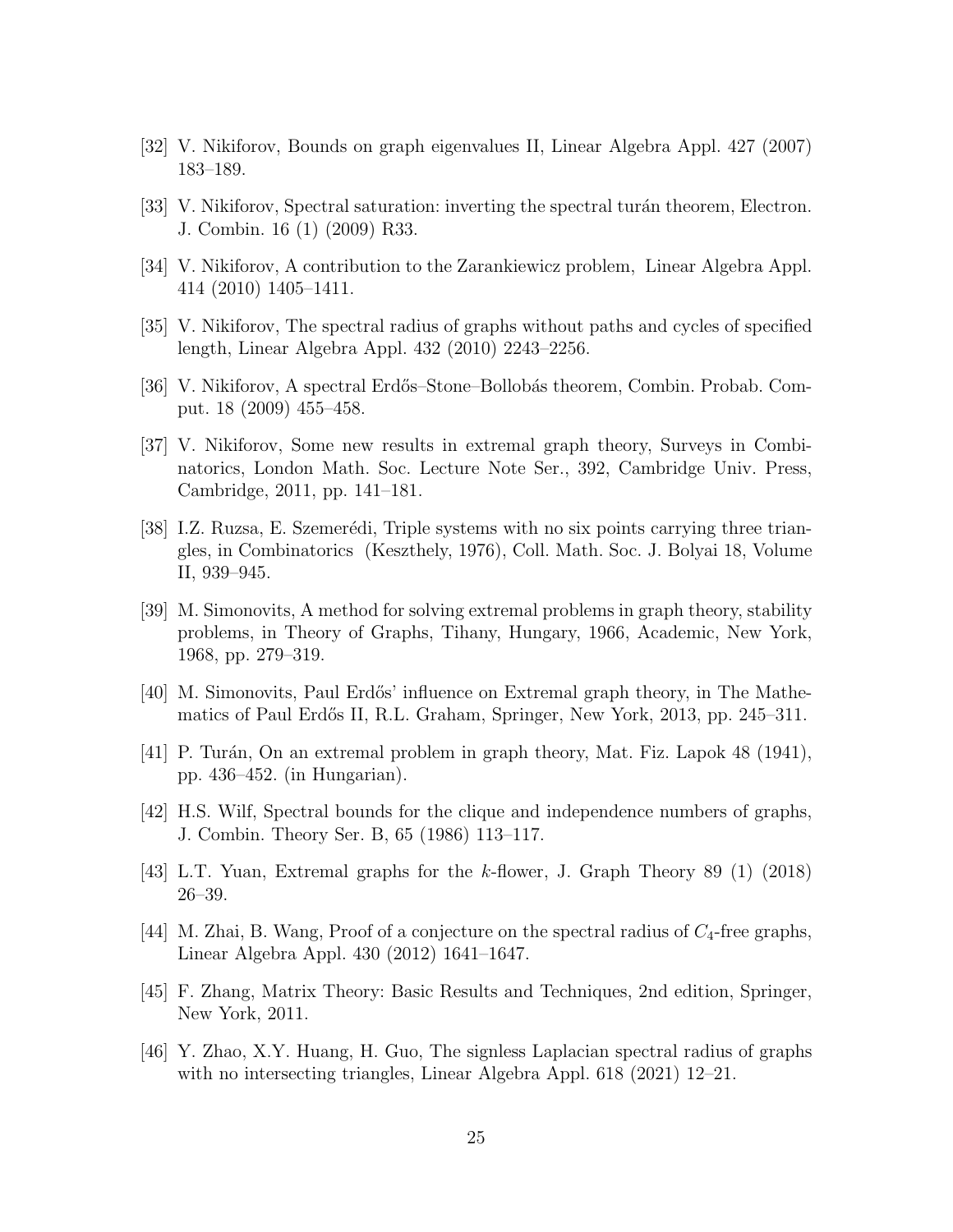[32] V. Nikiforov, Bounds on graph eigenvalues II, Linear Algebra Appl. 427 (2007) 183–189.

[33] V. Nikiforov, Spectral saturation: inverting the spectral turán theorem, Electron. J. Combin. 16 (1) (2009) R33.

[34] V. Nikiforov, A contribution to the Zarankiewicz problem, Linear Algebra Appl. 414 (2010) 1405–1411.

[35] V. Nikiforov, The spectral radius of graphs without paths and cycles of specified length, Linear Algebra Appl. 432 (2010) 2243–2256.

[36] V. Nikiforov, A spectral Erdős–Stone–Bollobás theorem, Combin. Probab. Comput. 18 (2009) 455–458.

[37] V. Nikiforov, Some new results in extremal graph theory, Surveys in Combinatorics, London Math. Soc. Lecture Note Ser., 392, Cambridge Univ. Press, Cambridge, 2011, pp. 141–181.

[38] I.Z. Ruzsa, E. Szemerédi, Triple systems with no six points carrying three triangles, in Combinatorics (Keszthely, 1976), Coll. Math. Soc. J. Bolyai 18, Volume II, 939–945.

[39] M. Simonovits, A method for solving extremal problems in graph theory, stability problems, in Theory of Graphs, Tihany, Hungary, 1966, Academic, New York, 1968, pp. 279–319.

[40] M. Simonovits, Paul Erdős' influence on Extremal graph theory, in The Mathematics of Paul Erdős II, R.L. Graham, Springer, New York, 2013, pp. 245–311.

[41] P. Turán, On an extremal problem in graph theory, Mat. Fiz. Lapok 48 (1941), pp. 436–452. (in Hungarian).

[42] H.S. Wilf, Spectral bounds for the clique and independence numbers of graphs, J. Combin. Theory Ser. B, 65 (1986) 113–117.

[43] L.T. Yuan, Extremal graphs for the $k$-flower, J. Graph Theory 89 (1) (2018) 26–39.

[44] M. Zhai, B. Wang, Proof of a conjecture on the spectral radius of $C_4$-free graphs, Linear Algebra Appl. 430 (2012) 1641–1647.

[45] F. Zhang, Matrix Theory: Basic Results and Techniques, 2nd edition, Springer, New York, 2011.

[46] Y. Zhao, X.Y. Huang, H. Guo, The signless Laplacian spectral radius of graphs with no intersecting triangles, Linear Algebra Appl. 618 (2021) 12–21.